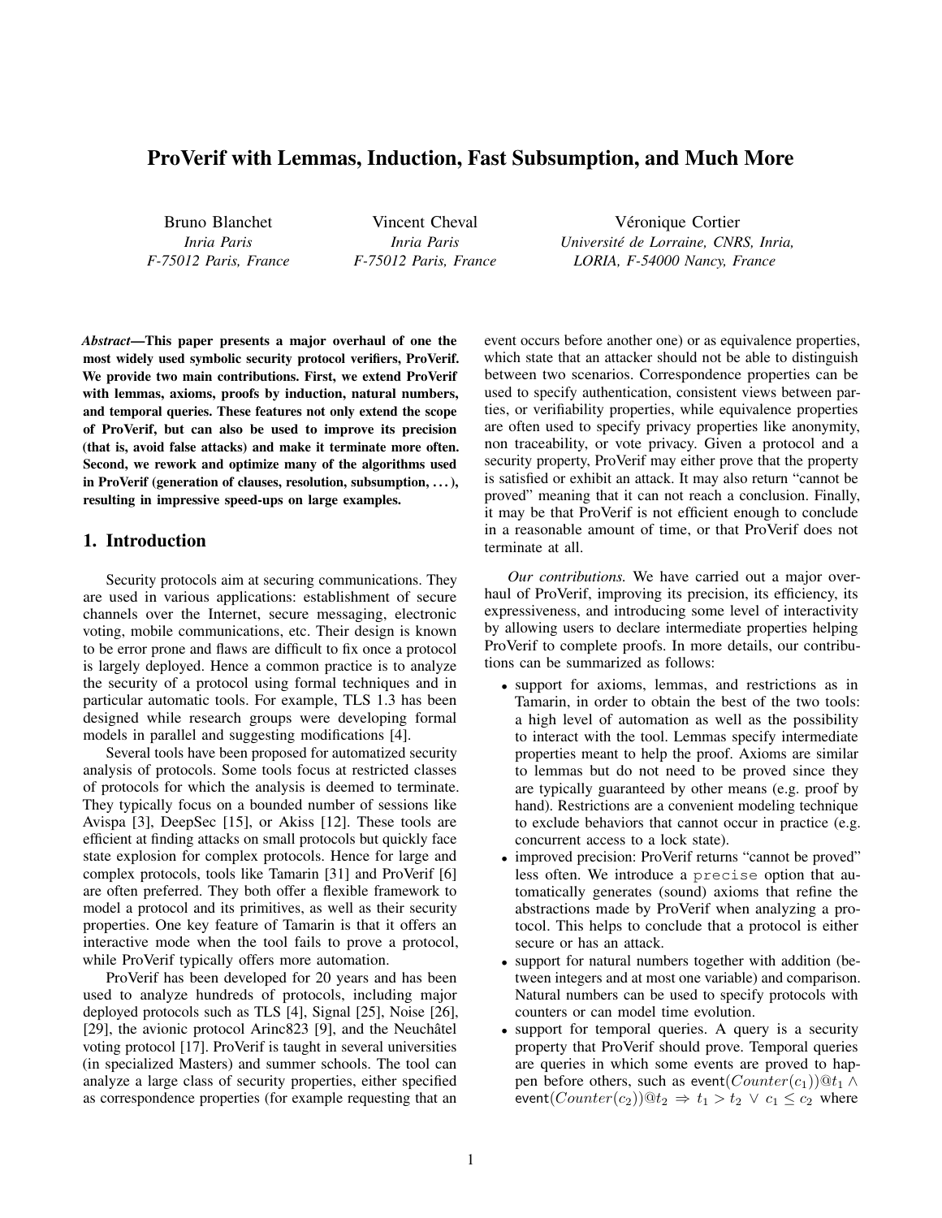# ProVerif with Lemmas, Induction, Fast Subsumption, and Much More

Bruno Blanchet
*Inria Paris*
*F-75012 Paris, France*

Vincent Cheval
*Inria Paris*
*F-75012 Paris, France*

Véronique Cortier
*Université de Lorraine, CNRS, Inria,*
*LORIA, F-54000 Nancy, France*

***Abstract*—This paper presents a major overhaul of one the most widely used symbolic security protocol verifiers, ProVerif. We provide two main contributions. First, we extend ProVerif with lemmas, axioms, proofs by induction, natural numbers, and temporal queries. These features not only extend the scope of ProVerif, but can also be used to improve its precision (that is, avoid false attacks) and make it terminate more often. Second, we rework and optimize many of the algorithms used in ProVerif (generation of clauses, resolution, subsumption, ... ), resulting in impressive speed-ups on large examples.**

## 1. Introduction

Security protocols aim at securing communications. They are used in various applications: establishment of secure channels over the Internet, secure messaging, electronic voting, mobile communications, etc. Their design is known to be error prone and flaws are difficult to fix once a protocol is largely deployed. Hence a common practice is to analyze the security of a protocol using formal techniques and in particular automatic tools. For example, TLS 1.3 has been designed while research groups were developing formal models in parallel and suggesting modifications [4].

Several tools have been proposed for automatized security analysis of protocols. Some tools focus on restricted classes of protocols for which the analysis is deemed to terminate. They typically focus on a bounded number of sessions like Avispa [3], DeepSec [15], or Akiss [12]. These tools are efficient at finding attacks on small protocols but quickly face state explosion for complex protocols. Hence for large and complex protocols, tools like Tamarin [31] and ProVerif [6] are often preferred. They both offer a flexible framework to model a protocol and its primitives, as well as their security properties. One key feature of Tamarin is that it offers an interactive mode when the tool fails to prove a protocol, while ProVerif typically offers more automation.

ProVerif has been developed for 20 years and has been used to analyze hundreds of protocols, including major deployed protocols such as TLS [4], Signal [25], Noise [26], [29], the avionic protocol Arinc823 [9], and the Neuchâtel voting protocol [17]. ProVerif is taught in several universities (in specialized Masters) and summer schools. The tool can analyze a large class of security properties, either specified as correspondence properties (for example requesting that an event occurs before another one) or as equivalence properties, which state that an attacker should not be able to distinguish between two scenarios. Correspondence properties can be used to specify authentication, consistent views between parties, or verifiability properties, while equivalence properties are often used to specify privacy properties like anonymity, non traceability, or vote privacy. Given a protocol and a security property, ProVerif may either prove that the property is satisfied or exhibit an attack. It may also return "cannot be proved" meaning that it can not reach a conclusion. Finally, it may be that ProVerif is not efficient enough to conclude in a reasonable amount of time, or that ProVerif does not terminate at all.

*Our contributions.* We have carried out a major overhaul of ProVerif, improving its precision, its efficiency, its expressiveness, and introducing some level of interactivity by allowing users to declare intermediate properties helping ProVerif to complete proofs. In more details, our contributions can be summarized as follows:

- support for axioms, lemmas, and restrictions as in Tamarin, in order to obtain the best of the two tools: a high level of automation as well as the possibility to interact with the tool. Lemmas specify intermediate properties meant to help the proof. Axioms are similar to lemmas but do not need to be proved since they are typically guaranteed by other means (e.g. proof by hand). Restrictions are a convenient modeling technique to exclude behaviors that cannot occur in practice (e.g. concurrent access to a lock state).
- improved precision: ProVerif returns "cannot be proved" less often. We introduce a `precise` option that automatically generates (sound) axioms that refine the abstractions made by ProVerif when analyzing a protocol. This helps to conclude that a protocol is either secure or has an attack.
- support for natural numbers together with addition (between integers and at most one variable) and comparison. Natural numbers can be used to specify protocols with counters or can model time evolution.
- support for temporal queries. A query is a security property that ProVerif should prove. Temporal queries are queries in which some events are proved to happen before others, such as $\mathsf{event}(Counter(c_1))@t_1 \wedge \mathsf{event}(Counter(c_2))@t_2 \Rightarrow t_1 > t_2 \vee c_1 \leq c_2$ where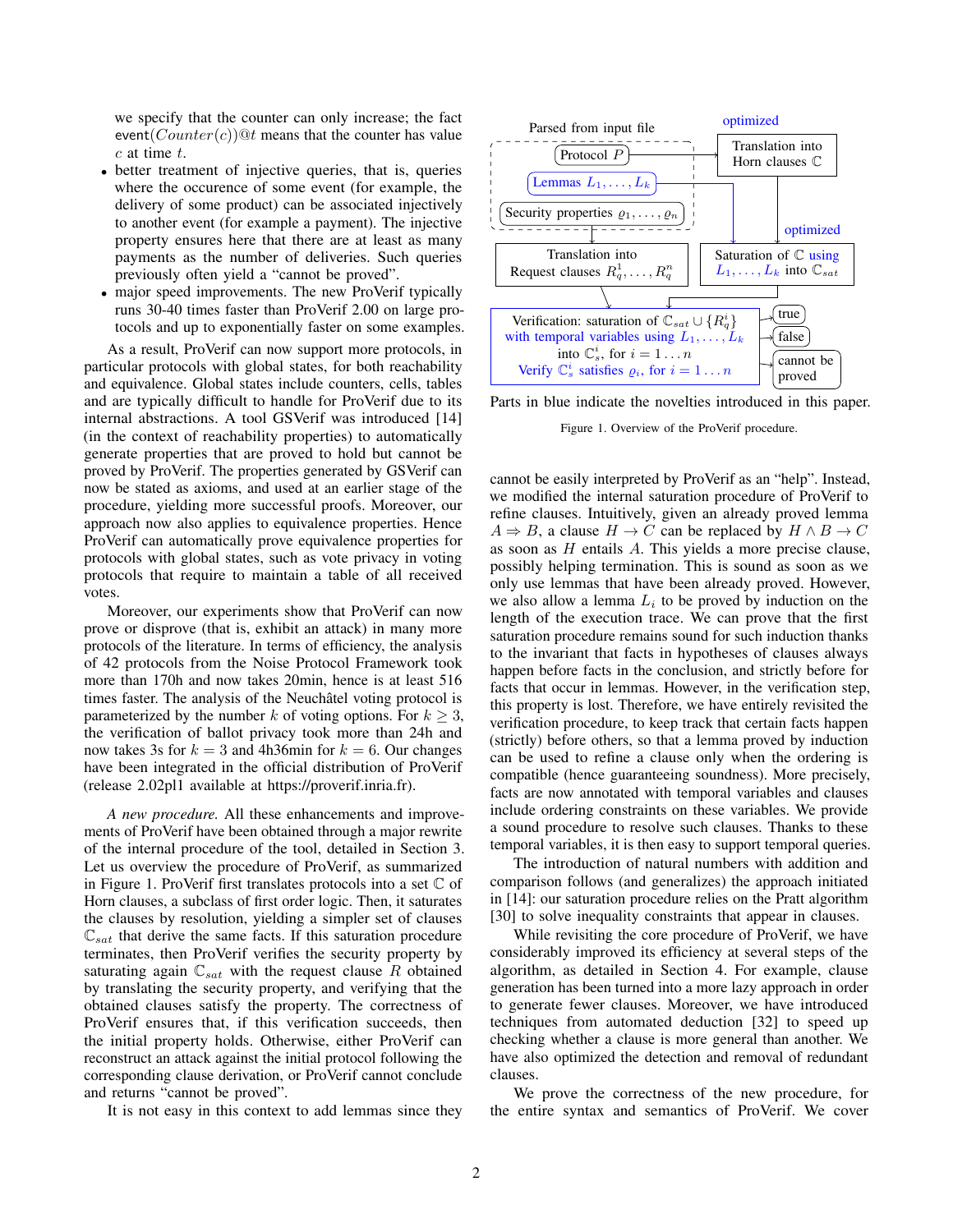we specify that the counter can only increase; the fact $\mathsf{event}(Counter(c))@t$ means that the counter has value $c$ at time $t$.

- better treatment of injective queries, that is, queries where the occurence of some event (for example, the delivery of some product) can be associated injectively to another event (for example a payment). The injective property ensures here that there are at least as many payments as the number of deliveries. Such queries previously often yield a "cannot be proved".
- major speed improvements. The new ProVerif typically runs 30-40 times faster than ProVerif 2.00 on large protocols and up to exponentially faster on some examples.

As a result, ProVerif can now support more protocols, in particular protocols with global states, for both reachability and equivalence. Global states include counters, cells, tables and are typically difficult to handle for ProVerif due to its internal abstractions. A tool GSVerif was introduced [14] (in the context of reachability properties) to automatically generate properties that are proved to hold but cannot be proved by ProVerif. The properties generated by GSVerif can now be stated as axioms, and used at an earlier stage of the procedure, yielding more successful proofs. Moreover, our approach now also applies to equivalence properties. Hence ProVerif can automatically prove equivalence properties for protocols with global states, such as vote privacy in voting protocols that require to maintain a table of all received votes.

Moreover, our experiments show that ProVerif can now prove or disprove (that is, exhibit an attack) in many more protocols of the literature. In terms of efficiency, the analysis of 42 protocols from the Noise Protocol Framework took more than 170h and now takes 20min, hence is at least 516 times faster. The analysis of the Neuchâtel voting protocol is parameterized by the number $k$ of voting options. For $k \geq 3$, the verification of ballot privacy took more than 24h and now takes 3s for $k = 3$ and 4h36min for $k = 6$. Our changes have been integrated in the official distribution of ProVerif (release 2.02pl1 available at https://proverif.inria.fr).

*A new procedure.* All these enhancements and improvements of ProVerif have been obtained through a major rewrite of the internal procedure of the tool, detailed in Section 3. Let us overview the procedure of ProVerif, as summarized in Figure 1. ProVerif first translates protocols into a set $\mathbb{C}$ of Horn clauses, a subclass of first order logic. Then, it saturates the clauses by resolution, yielding a simpler set of clauses $\mathbb{C}_{sat}$ that derive the same facts. If this saturation procedure terminates, then ProVerif verifies the security property by saturating again $\mathbb{C}_{sat}$ with the request clause $R$ obtained by translating the security property, and verifying that the obtained clauses satisfy the property. The correctness of ProVerif ensures that, if this verification succeeds, then the initial property holds. Otherwise, either ProVerif can reconstruct an attack against the initial protocol following the corresponding clause derivation, or ProVerif cannot conclude and returns "cannot be proved".

It is not easy in this context to add lemmas since they

Parsed from input file: Protocol $P$; Lemmas $L_1, \ldots, L_k$; Security properties $\varrho_1, \ldots, \varrho_n$ → Translation into Horn clauses $\mathbb{C}$ (optimized) → Saturation of $\mathbb{C}$ using $L_1, \ldots, L_k$ into $\mathbb{C}_{sat}$ (optimized); Translation into Request clauses $R_q^1, \ldots, R_q^n$ → Verification: saturation of $\mathbb{C}_{sat} \cup \{R_q^i\}$ with temporal variables using $L_1, \ldots, L_k$ into $\mathbb{C}_s^i$, for $i = 1 \ldots n$. Verify $\mathbb{C}_s^i$ satisfies $\varrho_i$, for $i = 1 \ldots n$ → true / false / cannot be proved

Parts in blue indicate the novelties introduced in this paper.

Figure 1. Overview of the ProVerif procedure.

cannot be easily interpreted by ProVerif as an "help". Instead, we modified the internal saturation procedure of ProVerif to refine clauses. Intuitively, given an already proved lemma $A \Rightarrow B$, a clause $H \rightarrow C$ can be replaced by $H \wedge B \rightarrow C$ as soon as $H$ entails $A$. This yields a more precise clause, possibly helping termination. This is sound as soon as we only use lemmas that have been already proved. However, we also allow a lemma $L_i$ to be proved by induction on the length of the execution trace. We can prove that the first saturation procedure remains sound for such induction thanks to the invariant that facts in hypotheses of clauses always happen before facts in the conclusion, and strictly before for facts that occur in lemmas. However, in the verification step, this property is lost. Therefore, we have entirely revisited the verification procedure, to keep track that certain facts happen (strictly) before others, so that a lemma proved by induction can be used to refine a clause only when the ordering is compatible (hence guaranteeing soundness). More precisely, facts are now annotated with temporal variables and clauses include ordering constraints on these variables. We provide a sound procedure to resolve such clauses. Thanks to these temporal variables, it is then easy to support temporal queries.

The introduction of natural numbers with addition and comparison follows (and generalizes) the approach initiated in [14]: our saturation procedure relies on the Pratt algorithm [30] to solve inequality constraints that appear in clauses.

While revisiting the core procedure of ProVerif, we have considerably improved its efficiency at several steps of the algorithm, as detailed in Section 4. For example, clause generation has been turned into a more lazy approach in order to generate fewer clauses. Moreover, we have introduced techniques from automated deduction [32] to speed up checking whether a clause is more general than another. We have also optimized the detection and removal of redundant clauses.

We prove the correctness of the new procedure, for the entire syntax and semantics of ProVerif. We cover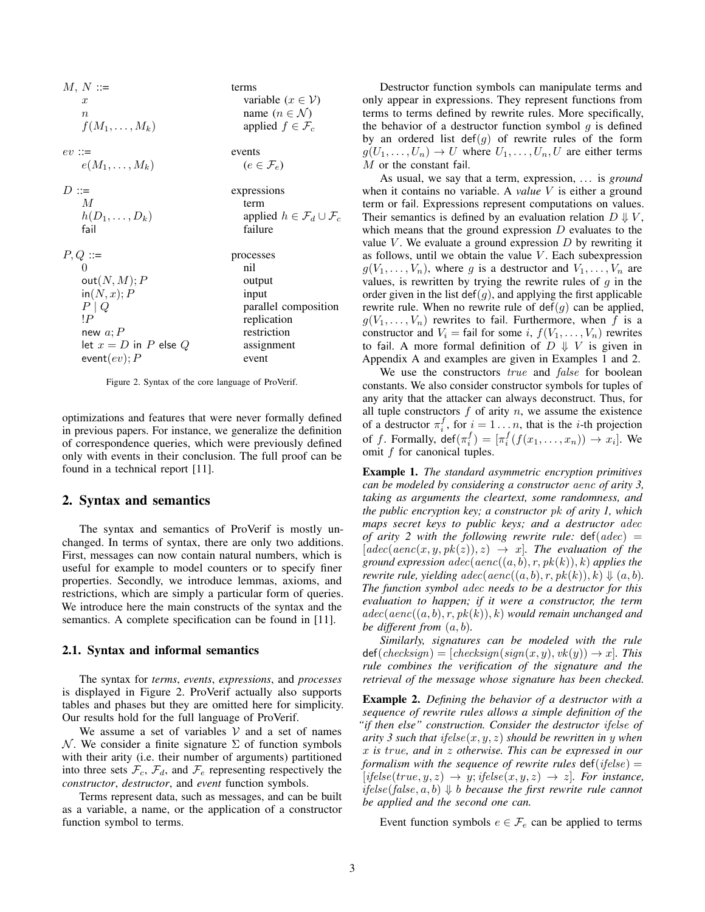| | |
|---|---|
| $M, N$ ::= | terms |
| $x$ | variable ($x \in \mathcal{V}$) |
| $n$ | name ($n \in \mathcal{N}$) |
| $f(M_1, \dots, M_k)$ | applied $f \in \mathcal{F}_c$ |
| $ev$ ::= | events |
| $e(M_1, \dots, M_k)$ | ($e \in \mathcal{F}_e$) |
| $D$ ::= | expressions |
| $M$ | term |
| $h(D_1, \dots, D_k)$ | applied $h \in \mathcal{F}_d \cup \mathcal{F}_c$ |
| $\mathsf{fail}$ | failure |
| $P, Q$ ::= | processes |
| $0$ | nil |
| $\mathsf{out}(N, M); P$ | output |
| $\mathsf{in}(N, x); P$ | input |
| $P \mid Q$ | parallel composition |
| $!P$ | replication |
| $\mathsf{new}\ a; P$ | restriction |
| $\mathsf{let}\ x = D\ \mathsf{in}\ P\ \mathsf{else}\ Q$ | assignment |
| $\mathsf{event}(ev); P$ | event |

Figure 2. Syntax of the core language of ProVerif.

optimizations and features that were never formally defined in previous papers. For instance, we generalize the definition of correspondence queries, which were previously defined only with events in their conclusion. The full proof can be found in a technical report [11].

## 2. Syntax and semantics

The syntax and semantics of ProVerif is mostly unchanged. In terms of syntax, there are only two additions. First, messages can now contain natural numbers, which is useful for example to model counters or to specify finer properties. Secondly, we introduce lemmas, axioms, and restrictions, which are simply a particular form of queries. We introduce here the main constructs of the syntax and the semantics. A complete specification can be found in [11].

### 2.1. Syntax and informal semantics

The syntax for *terms*, *events*, *expressions*, and *processes* is displayed in Figure 2. ProVerif actually also supports tables and phases but they are omitted here for simplicity. Our results hold for the full language of ProVerif.

We assume a set of variables $\mathcal{V}$ and a set of names $\mathcal{N}$. We consider a finite signature $\Sigma$ of function symbols with their arity (i.e. their number of arguments) partitioned into three sets $\mathcal{F}_c$, $\mathcal{F}_d$, and $\mathcal{F}_e$ representing respectively the *constructor*, *destructor*, and *event* function symbols.

Terms represent data, such as messages, and can be built as a variable, a name, or the application of a constructor function symbol to terms.

Destructor function symbols can manipulate terms and only appear in expressions. They represent functions from terms to terms defined by rewrite rules. More specifically, the behavior of a destructor function symbol $g$ is defined by an ordered list $\mathsf{def}(g)$ of rewrite rules of the form $g(U_1, \dots, U_n) \rightarrow U$ where $U_1, \dots, U_n, U$ are either terms $M$ or the constant $\mathsf{fail}$.

As usual, we say that a term, expression, ... is *ground* when it contains no variable. A *value* $V$ is either a ground term or $\mathsf{fail}$. Expressions represent computations on values. Their semantics is defined by an evaluation relation $D \Downarrow V$, which means that the ground expression $D$ evaluates to the value $V$. We evaluate a ground expression $D$ by rewriting it as follows, until we obtain the value $V$. Each subexpression $g(V_1, \dots, V_n)$, where $g$ is a destructor and $V_1, \dots, V_n$ are values, is rewritten by trying the rewrite rules of $g$ in the order given in the list $\mathsf{def}(g)$, and applying the first applicable rewrite rule. When no rewrite rule of $\mathsf{def}(g)$ can be applied, $g(V_1, \dots, V_n)$ rewrites to $\mathsf{fail}$. Furthermore, when $f$ is a constructor and $V_i = \mathsf{fail}$ for some $i$, $f(V_1, \dots, V_n)$ rewrites to $\mathsf{fail}$. A more formal definition of $D \Downarrow V$ is given in Appendix A and examples are given in Examples 1 and 2.

We use the constructors $true$ and $false$ for boolean constants. We also consider constructor symbols for tuples of any arity that the attacker can always deconstruct. Thus, for all tuple constructors $f$ of arity $n$, we assume the existence of a destructor $\pi_i^f$, for $i = 1 \dots n$, that is the $i$-th projection of $f$. Formally, $\mathsf{def}(\pi_i^f) = [\pi_i^f(f(x_1, \dots, x_n)) \rightarrow x_i]$. We omit $f$ for canonical tuples.

**Example 1.** *The standard asymmetric encryption primitives can be modeled by considering a constructor $aenc$ of arity 3, taking as arguments the cleartext, some randomness, and the public encryption key; a constructor $pk$ of arity 1, which maps secret keys to public keys; and a destructor $adec$ of arity 2 with the following rewrite rule: $\mathsf{def}(adec) = [adec(aenc(x, y, pk(z)), z) \rightarrow x]$. The evaluation of the ground expression $adec(aenc((a, b), r, pk(k)), k)$ applies the rewrite rule, yielding $adec(aenc((a, b), r, pk(k)), k) \Downarrow (a, b)$. The function symbol $adec$ needs to be a destructor for this evaluation to happen; if it were a constructor, the term $adec(aenc((a, b), r, pk(k)), k)$ would remain unchanged and be different from $(a, b)$.*

*Similarly, signatures can be modeled with the rule $\mathsf{def}(checksign) = [checksign(sign(x, y), vk(y)) \rightarrow x]$. This rule combines the verification of the signature and the retrieval of the message whose signature has been checked.*

**Example 2.** *Defining the behavior of a destructor with a sequence of rewrite rules allows a simple definition of the "if then else" construction. Consider the destructor $ifelse$ of arity 3 such that $ifelse(x, y, z)$ should be rewritten in $y$ when $x$ is $true$, and in $z$ otherwise. This can be expressed in our formalism with the sequence of rewrite rules $\mathsf{def}(ifelse) = [ifelse(true, y, z) \rightarrow y; ifelse(x, y, z) \rightarrow z]$. For instance, $ifelse(false, a, b) \Downarrow b$ because the first rewrite rule cannot be applied and the second one can.*

Event function symbols $e \in \mathcal{F}_e$ can be applied to terms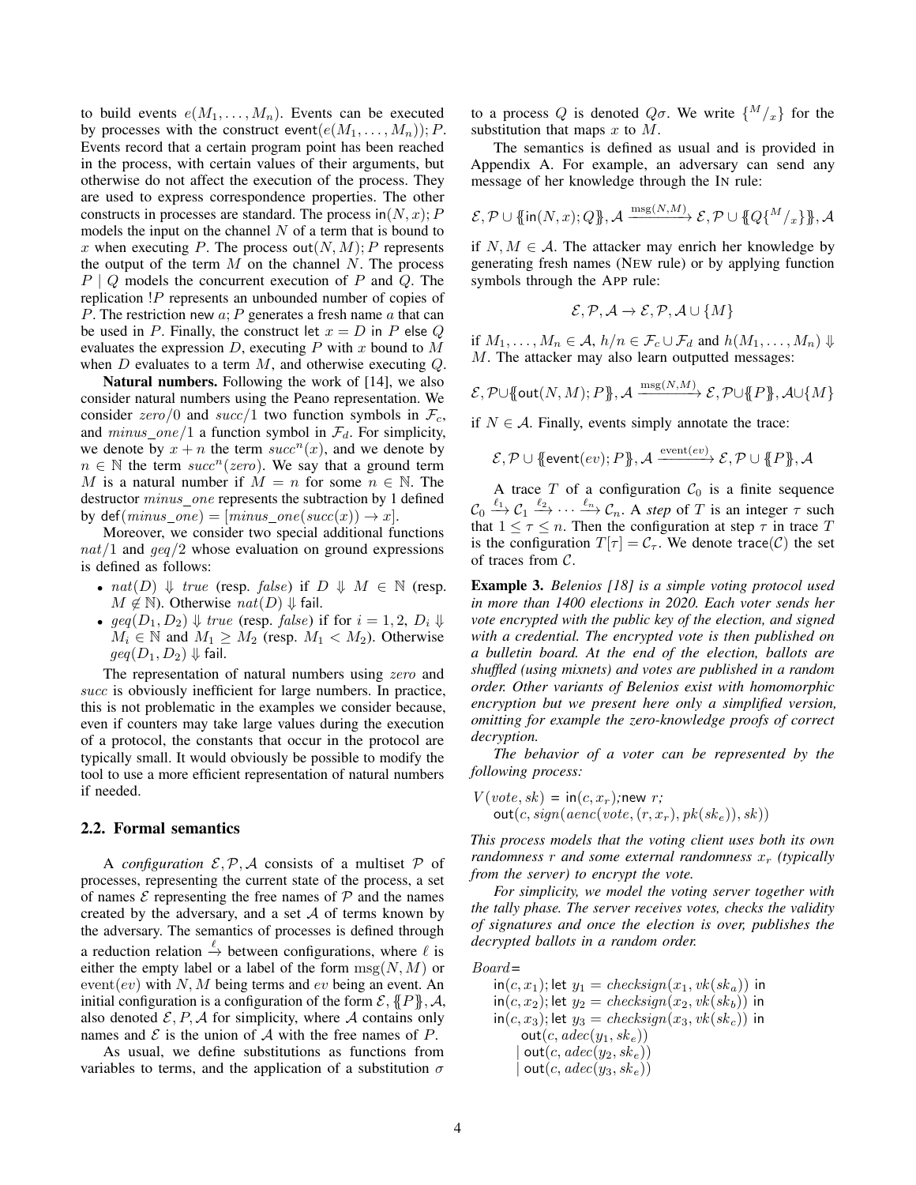to build events $e(M_1, \ldots, M_n)$. Events can be executed by processes with the construct $\mathsf{event}(e(M_1, \ldots, M_n)); P$. Events record that a certain program point has been reached in the process, with certain values of their arguments, but otherwise do not affect the execution of the process. They are used to express correspondence properties. The other constructs in processes are standard. The process $\mathsf{in}(N, x); P$ models the input on the channel $N$ of a term that is bound to $x$ when executing $P$. The process $\mathsf{out}(N, M); P$ represents the output of the term $M$ on the channel $N$. The process $P \mid Q$ models the concurrent execution of $P$ and $Q$. The replication $!P$ represents an unbounded number of copies of $P$. The restriction $\mathsf{new}\ a; P$ generates a fresh name $a$ that can be used in $P$. Finally, the construct $\mathsf{let}\ x = D\ \mathsf{in}\ P\ \mathsf{else}\ Q$ evaluates the expression $D$, executing $P$ with $x$ bound to $M$ when $D$ evaluates to a term $M$, and otherwise executing $Q$.

**Natural numbers.** Following the work of [14], we also consider natural numbers using the Peano representation. We consider $zero/0$ and $succ/1$ two function symbols in $\mathcal{F}_c$, and $minus\_one/1$ a function symbol in $\mathcal{F}_d$. For simplicity, we denote by $x + n$ the term $succ^n(x)$, and we denote by $n \in \mathbb{N}$ the term $succ^n(zero)$. We say that a ground term $M$ is a natural number if $M = n$ for some $n \in \mathbb{N}$. The destructor $minus\_one$ represents the subtraction by 1 defined by $\mathsf{def}(minus\_one) = [minus\_one(succ(x)) \to x]$.

Moreover, we consider two special additional functions $nat/1$ and $geq/2$ whose evaluation on ground expressions is defined as follows:

- $nat(D) \Downarrow true$ (resp. $false$) if $D \Downarrow M \in \mathbb{N}$ (resp. $M \notin \mathbb{N}$). Otherwise $nat(D) \Downarrow \mathsf{fail}$.
- $geq(D_1, D_2) \Downarrow true$ (resp. $false$) if for $i = 1, 2$, $D_i \Downarrow M_i \in \mathbb{N}$ and $M_1 \geq M_2$ (resp. $M_1 < M_2$). Otherwise $geq(D_1, D_2) \Downarrow \mathsf{fail}$.

The representation of natural numbers using $zero$ and $succ$ is obviously inefficient for large numbers. In practice, this is not problematic in the examples we consider because, even if counters may take large values during the execution of a protocol, the constants that occur in the protocol are typically small. It would obviously be possible to modify the tool to use a more efficient representation of natural numbers if needed.

## 2.2. Formal semantics

A *configuration* $\mathcal{E}, \mathcal{P}, \mathcal{A}$ consists of a multiset $\mathcal{P}$ of processes, representing the current state of the process, a set of names $\mathcal{E}$ representing the free names of $\mathcal{P}$ and the names created by the adversary, and a set $\mathcal{A}$ of terms known by the adversary. The semantics of processes is defined through a reduction relation $\xrightarrow{\ell}$ between configurations, where $\ell$ is either the empty label or a label of the form $\mathrm{msg}(N, M)$ or $\mathrm{event}(ev)$ with $N, M$ being terms and $ev$ being an event. An initial configuration is a configuration of the form $\mathcal{E}, \{\!\{P\}\!\}, \mathcal{A}$, also denoted $\mathcal{E}, P, \mathcal{A}$ for simplicity, where $\mathcal{A}$ contains only names and $\mathcal{E}$ is the union of $\mathcal{A}$ with the free names of $P$.

As usual, we define substitutions as functions from variables to terms, and the application of a substitution $\sigma$ to a process $Q$ is denoted $Q\sigma$. We write $\{^M/_x\}$ for the substitution that maps $x$ to $M$.

The semantics is defined as usual and is provided in Appendix A. For example, an adversary can send any message of her knowledge through the IN rule:

$$\mathcal{E}, \mathcal{P} \cup \{\!\{\mathsf{in}(N, x); Q\}\!\}, \mathcal{A} \xrightarrow{\mathrm{msg}(N,M)} \mathcal{E}, \mathcal{P} \cup \{\!\{Q\{^M/_x\}\}\!\}, \mathcal{A}$$

if $N, M \in \mathcal{A}$. The attacker may enrich her knowledge by generating fresh names (NEW rule) or by applying function symbols through the APP rule:

$$\mathcal{E}, \mathcal{P}, \mathcal{A} \to \mathcal{E}, \mathcal{P}, \mathcal{A} \cup \{M\}$$

if $M_1, \ldots, M_n \in \mathcal{A}$, $h/n \in \mathcal{F}_c \cup \mathcal{F}_d$ and $h(M_1, \ldots, M_n) \Downarrow M$. The attacker may also learn outputted messages:

$$\mathcal{E}, \mathcal{P} \cup \{\!\{\mathsf{out}(N, M); P\}\!\}, \mathcal{A} \xrightarrow{\mathrm{msg}(N,M)} \mathcal{E}, \mathcal{P} \cup \{\!\{P\}\!\}, \mathcal{A} \cup \{M\}$$

if $N \in \mathcal{A}$. Finally, events simply annotate the trace:

$$\mathcal{E}, \mathcal{P} \cup \{\!\{\mathsf{event}(ev); P\}\!\}, \mathcal{A} \xrightarrow{\mathrm{event}(ev)} \mathcal{E}, \mathcal{P} \cup \{\!\{P\}\!\}, \mathcal{A}$$

A trace $T$ of a configuration $\mathcal{C}_0$ is a finite sequence $\mathcal{C}_0 \xrightarrow{\ell_1} \mathcal{C}_1 \xrightarrow{\ell_2} \cdots \xrightarrow{\ell_n} \mathcal{C}_n$. A *step* of $T$ is an integer $\tau$ such that $1 \leq \tau \leq n$. Then the configuration at step $\tau$ in trace $T$ is the configuration $T[\tau] = \mathcal{C}_\tau$. We denote $\mathsf{trace}(\mathcal{C})$ the set of traces from $\mathcal{C}$.

**Example 3.** *Belenios [18] is a simple voting protocol used in more than 1400 elections in 2020. Each voter sends her vote encrypted with the public key of the election, and signed with a credential. The encrypted vote is then published on a bulletin board. At the end of the election, ballots are shuffled (using mixnets) and votes are published in a random order. Other variants of Belenios exist with homomorphic encryption but we present here only a simplified version, omitting for example the zero-knowledge proofs of correct decryption.*

*The behavior of a voter can be represented by the following process:*

$V(vote, sk) = \mathsf{in}(c, x_r); \mathsf{new}\ r;$
$\quad \mathsf{out}(c, sign(aenc(vote, (r, x_r), pk(sk_e)), sk))$

*This process models that the voting client uses both its own randomness $r$ and some external randomness $x_r$ (typically from the server) to encrypt the vote.*

*For simplicity, we model the voting server together with the tally phase. The server receives votes, checks the validity of signatures and once the election is over, publishes the decrypted ballots in a random order.*

$Board =$
$\quad \mathsf{in}(c, x_1); \mathsf{let}\ y_1 = checksign(x_1, vk(sk_a))\ \mathsf{in}$
$\quad \mathsf{in}(c, x_2); \mathsf{let}\ y_2 = checksign(x_2, vk(sk_b))\ \mathsf{in}$
$\quad \mathsf{in}(c, x_3); \mathsf{let}\ y_3 = checksign(x_3, vk(sk_c))\ \mathsf{in}$
$\qquad \mathsf{out}(c, adec(y_1, sk_e))$
$\qquad \mid \mathsf{out}(c, adec(y_2, sk_e))$
$\qquad \mid \mathsf{out}(c, adec(y_3, sk_e))$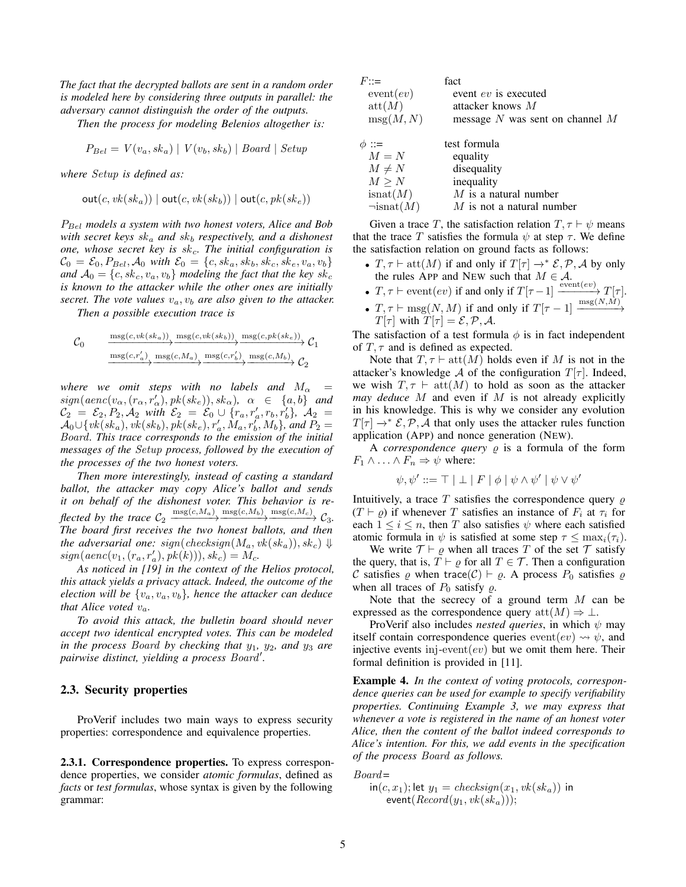*The fact that the decrypted ballots are sent in a random order is modeled here by considering three outputs in parallel: the adversary cannot distinguish the order of the outputs.*

*Then the process for modeling Belenios altogether is:*

$$P_{Bel} = V(v_a, sk_a) \mid V(v_b, sk_b) \mid Board \mid Setup$$

*where $Setup$ is defined as:*

$$\mathsf{out}(c, vk(sk_a)) \mid \mathsf{out}(c, vk(sk_b)) \mid \mathsf{out}(c, pk(sk_e))$$

*$P_{Bel}$ models a system with two honest voters, Alice and Bob with secret keys $sk_a$ and $sk_b$ respectively, and a dishonest one, whose secret key is $sk_c$. The initial configuration is $\mathcal{C}_0 = \mathcal{E}_0, P_{Bel}, \mathcal{A}_0$ with $\mathcal{E}_0 = \{c, sk_a, sk_b, sk_c, sk_e, v_a, v_b\}$ and $\mathcal{A}_0 = \{c, sk_c, v_a, v_b\}$ modeling the fact that the key $sk_c$ is known to the attacker while the other ones are initially secret. The vote values $v_a, v_b$ are also given to the attacker.*

*Then a possible execution trace is*

$$\mathcal{C}_0 \xrightarrow{\mathrm{msg}(c,vk(sk_a))} \xrightarrow{\mathrm{msg}(c,vk(sk_b))} \xrightarrow{\mathrm{msg}(c,pk(sk_e))} \mathcal{C}_1$$
$$\xrightarrow{\mathrm{msg}(c,r'_a)} \xrightarrow{\mathrm{msg}(c,M_a)} \xrightarrow{\mathrm{msg}(c,r'_b)} \xrightarrow{\mathrm{msg}(c,M_b)} \mathcal{C}_2$$

*where we omit steps with no labels and $M_\alpha = sign(aenc(v_\alpha, (r_\alpha, r'_\alpha), pk(sk_e)), sk_\alpha)$, $\alpha \in \{a, b\}$ and $\mathcal{C}_2 = \mathcal{E}_2, P_2, \mathcal{A}_2$ with $\mathcal{E}_2 = \mathcal{E}_0 \cup \{r_a, r'_a, r_b, r'_b\}$, $\mathcal{A}_2 = \mathcal{A}_0 \cup \{vk(sk_a), vk(sk_b), pk(sk_e), r'_a, M_a, r'_b, M_b\}$, and $P_2 = Board$. This trace corresponds to the emission of the initial messages of the $Setup$ process, followed by the execution of the processes of the two honest voters.*

*Then more interestingly, instead of casting a standard ballot, the attacker may copy Alice's ballot and sends it on behalf of the dishonest voter. This behavior is reflected by the trace $\mathcal{C}_2 \xrightarrow{\mathrm{msg}(c,M_a)} \xrightarrow{\mathrm{msg}(c,M_b)} \xrightarrow{\mathrm{msg}(c,M_c)} \mathcal{C}_3$. The board first receives the two honest ballots, and then the adversarial one: $sign(checksign(M_a, vk(sk_a)), sk_c) \Downarrow sign(aenc(v_1, (r_a, r'_a), pk(k))), sk_c) = M_c$.*

*As noticed in [19] in the context of the Helios protocol, this attack yields a privacy attack. Indeed, the outcome of the election will be $\{v_a, v_a, v_b\}$, hence the attacker can deduce that Alice voted $v_a$.*

*To avoid this attack, the bulletin board should never accept two identical encrypted votes. This can be modeled in the process $Board$ by checking that $y_1$, $y_2$, and $y_3$ are pairwise distinct, yielding a process $Board'$.*

## 2.3. Security properties

ProVerif includes two main ways to express security properties: correspondence and equivalence properties.

### 2.3.1. Correspondence properties.

To express correspondence properties, we consider *atomic formulas*, defined as *facts* or *test formulas*, whose syntax is given by the following grammar:

| | |
|---|---|
| $F$ ::= | fact |
| $\mathrm{event}(ev)$ | event $ev$ is executed |
| $\mathrm{att}(M)$ | attacker knows $M$ |
| $\mathrm{msg}(M, N)$ | message $N$ was sent on channel $M$ |
| | |
| $\phi$ ::= | test formula |
| $M = N$ | equality |
| $M \neq N$ | disequality |
| $M \geq N$ | inequality |
| $\mathrm{isnat}(M)$ | $M$ is a natural number |
| $\neg\mathrm{isnat}(M)$ | $M$ is not a natural number |

Given a trace $T$, the satisfaction relation $T, \tau \vdash \psi$ means that the trace $T$ satisfies the formula $\psi$ at step $\tau$. We define the satisfaction relation on ground facts as follows:

- $T, \tau \vdash \mathrm{att}(M)$ if and only if $T[\tau] \rightarrow^* \mathcal{E}, \mathcal{P}, \mathcal{A}$ by only the rules APP and NEW such that $M \in \mathcal{A}$.
- $T, \tau \vdash \mathrm{event}(ev)$ if and only if $T[\tau - 1] \xrightarrow{\mathrm{event}(ev)} T[\tau]$.
- $T, \tau \vdash \mathrm{msg}(N, M)$ if and only if $T[\tau - 1] \xrightarrow{\mathrm{msg}(N,M)} T[\tau]$ with $T[\tau] = \mathcal{E}, \mathcal{P}, \mathcal{A}$.

The satisfaction of a test formula $\phi$ is in fact independent of $T, \tau$ and is defined as expected.

Note that $T, \tau \vdash \mathrm{att}(M)$ holds even if $M$ is not in the attacker's knowledge $\mathcal{A}$ of the configuration $T[\tau]$. Indeed, we wish $T, \tau \vdash \mathrm{att}(M)$ to hold as soon as the attacker *may deduce* $M$ and even if $M$ is not already explicitly in his knowledge. This is why we consider any evolution $T[\tau] \rightarrow^* \mathcal{E}, \mathcal{P}, \mathcal{A}$ that only uses the attacker rules function application (APP) and nonce generation (NEW).

A *correspondence query* $\varrho$ is a formula of the form $F_1 \wedge \ldots \wedge F_n \Rightarrow \psi$ where:

$$\psi, \psi' ::= \top \mid \bot \mid F \mid \phi \mid \psi \wedge \psi' \mid \psi \vee \psi'$$

Intuitively, a trace $T$ satisfies the correspondence query $\varrho$ ($T \vdash \varrho$) if whenever $T$ satisfies an instance of $F_i$ at $\tau_i$ for each $1 \leq i \leq n$, then $T$ also satisfies $\psi$ where each satisfied atomic formula in $\psi$ is satisfied at some step $\tau \leq \max_i(\tau_i)$.

We write $\mathcal{T} \vdash \varrho$ when all traces $T$ of the set $\mathcal{T}$ satisfy the query, that is, $T \vdash \varrho$ for all $T \in \mathcal{T}$. Then a configuration $\mathcal{C}$ satisfies $\varrho$ when $\mathsf{trace}(\mathcal{C}) \vdash \varrho$. A process $P_0$ satisfies $\varrho$ when all traces of $P_0$ satisfy $\varrho$.

Note that the secrecy of a ground term $M$ can be expressed as the correspondence query $\mathrm{att}(M) \Rightarrow \bot$.

ProVerif also includes *nested queries*, in which $\psi$ may itself contain correspondence queries $\mathrm{event}(ev) \rightsquigarrow \psi$, and injective events $\mathrm{inj\text{-}event}(ev)$ but we omit them here. Their formal definition is provided in [11].

**Example 4.** *In the context of voting protocols, correspondence queries can be used for example to specify verifiability properties. Continuing Example 3, we may express that whenever a vote is registered in the name of an honest voter Alice, then the content of the ballot indeed corresponds to Alice's intention. For this, we add events in the specification of the process $Board$ as follows.*

$Board$ =
  $\mathsf{in}(c, x_1)$; $\mathsf{let}\ y_1 = checksign(x_1, vk(sk_a))\ \mathsf{in}$
    $\mathsf{event}(Record(y_1, vk(sk_a)))$;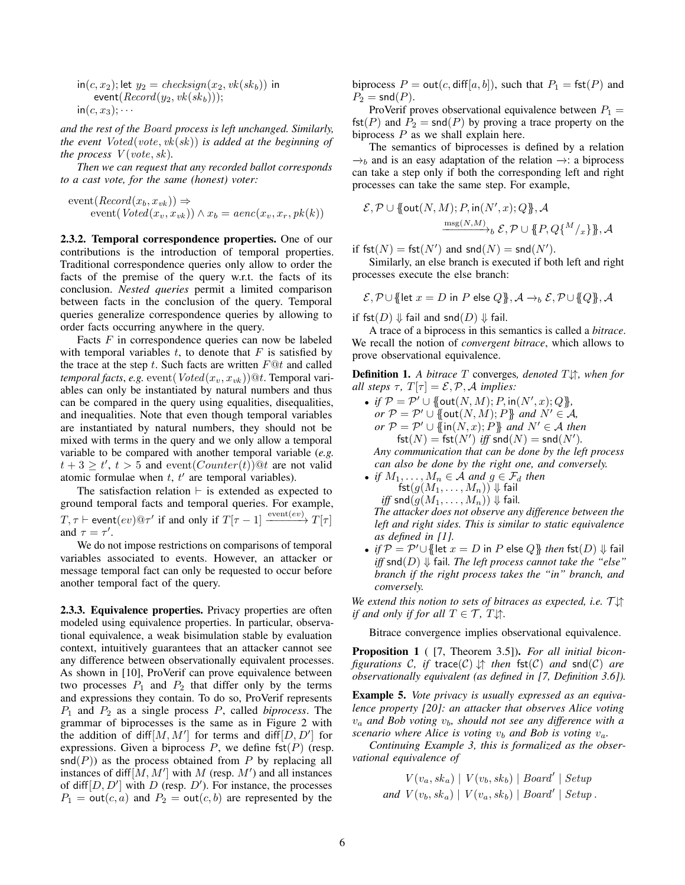$$\begin{aligned}&\mathsf{in}(c, x_2); \mathsf{let}\ y_2 = checksign(x_2, vk(sk_b))\ \mathsf{in}\\ &\quad \mathsf{event}(Record(y_2, vk(sk_b)));\\ &\mathsf{in}(c, x_3); \cdots\end{aligned}$$

*and the rest of the $Board$ process is left unchanged. Similarly, the event $Voted(vote, vk(sk))$ is added at the beginning of the process $V(vote, sk)$.*

*Then we can request that any recorded ballot corresponds to a cast vote, for the same (honest) voter:*

$$\begin{aligned}&\mathrm{event}(Record(x_b, x_{vk})) \Rightarrow\\ &\quad \mathrm{event}(Voted(x_v, x_{vk})) \wedge x_b = aenc(x_v, x_r, pk(k))\end{aligned}$$

**2.3.2. Temporal correspondence properties.** One of our contributions is the introduction of temporal properties. Traditional correspondence queries only allow to order the facts of the premise of the query w.r.t. the facts of its conclusion. *Nested queries* permit a limited comparison between facts in the conclusion of the query. Temporal queries generalize correspondence queries by allowing to order facts occurring anywhere in the query.

Facts $F$ in correspondence queries can now be labeled with temporal variables $t$, to denote that $F$ is satisfied by the trace at the step $t$. Such facts are written $F@t$ and called *temporal facts*, *e.g.* $\mathrm{event}(Voted(x_v, x_{vk}))@t$. Temporal variables can only be instantiated by natural numbers and thus can be compared in the query using equalities, disequalities, and inequalities. Note that even though temporal variables are instantiated by natural numbers, they should not be mixed with terms in the query and we only allow a temporal variable to be compared with another temporal variable (*e.g.* $t + 3 \geq t'$, $t > 5$ and $\mathrm{event}(Counter(t))@t$ are not valid atomic formulae when $t$, $t'$ are temporal variables).

The satisfaction relation $\vdash$ is extended as expected to ground temporal facts and temporal queries. For example, $T, \tau \vdash \mathsf{event}(ev)@\tau'$ if and only if $T[\tau - 1] \xrightarrow{\mathrm{event}(ev)} T[\tau]$ and $\tau = \tau'$.

We do not impose restrictions on comparisons of temporal variables associated to events. However, an attacker or message temporal fact can only be requested to occur before another temporal fact of the query.

**2.3.3. Equivalence properties.** Privacy properties are often modeled using equivalence properties. In particular, observational equivalence, a weak bisimulation stable by evaluation context, intuitively guarantees that an attacker cannot see any difference between observationally equivalent processes. As shown in [10], ProVerif can prove equivalence between two processes $P_1$ and $P_2$ that differ only by the terms and expressions they contain. To do so, ProVerif represents $P_1$ and $P_2$ as a single process $P$, called *biprocess*. The grammar of biprocesses is the same as in Figure 2 with the addition of $\mathsf{diff}[M, M']$ for terms and $\mathsf{diff}[D, D']$ for expressions. Given a biprocess $P$, we define $\mathsf{fst}(P)$ (resp. $\mathsf{snd}(P)$) as the process obtained from $P$ by replacing all instances of $\mathsf{diff}[M, M']$ with $M$ (resp. $M'$) and all instances of $\mathsf{diff}[D, D']$ with $D$ (resp. $D'$). For instance, the processes $P_1 = \mathsf{out}(c, a)$ and $P_2 = \mathsf{out}(c, b)$ are represented by the biprocess $P = \mathsf{out}(c, \mathsf{diff}[a, b])$, such that $P_1 = \mathsf{fst}(P)$ and $P_2 = \mathsf{snd}(P)$.

ProVerif proves observational equivalence between $P_1 = \mathsf{fst}(P)$ and $P_2 = \mathsf{snd}(P)$ by proving a trace property on the biprocess $P$ as we shall explain here.

The semantics of biprocesses is defined by a relation $\rightarrow_b$ and is an easy adaptation of the relation $\rightarrow$: a biprocess can take a step only if both the corresponding left and right processes can take the same step. For example,

$$\begin{aligned}&\mathcal{E}, \mathcal{P} \cup \{\!\{\mathsf{out}(N, M); P, \mathsf{in}(N', x); Q\}\!\}, \mathcal{A}\\ &\qquad \xrightarrow{\mathrm{msg}(N,M)}_b \mathcal{E}, \mathcal{P} \cup \{\!\{P, Q\{^M/_x\}\}\!\}, \mathcal{A}\end{aligned}$$

if $\mathsf{fst}(N) = \mathsf{fst}(N')$ and $\mathsf{snd}(N) = \mathsf{snd}(N')$.

Similarly, an else branch is executed if both left and right processes execute the else branch:

$$\mathcal{E}, \mathcal{P} \cup \{\!\{\mathsf{let}\ x = D\ \mathsf{in}\ P\ \mathsf{else}\ Q\}\!\}, \mathcal{A} \rightarrow_b \mathcal{E}, \mathcal{P} \cup \{\!\{Q\}\!\}, \mathcal{A}$$

if $\mathsf{fst}(D) \Downarrow \mathsf{fail}$ and $\mathsf{snd}(D) \Downarrow \mathsf{fail}$.

A trace of a biprocess in this semantics is called a *bitrace*. We recall the notion of *convergent bitrace*, which allows to prove observational equivalence.

**Definition 1.** *A bitrace $T$* converges*, denoted $T\downarrow\!\!\uparrow$, when for all steps $\tau$, $T[\tau] = \mathcal{E}, \mathcal{P}, \mathcal{A}$ implies:*

- *if $\mathcal{P} = \mathcal{P}' \cup \{\!\{\mathsf{out}(N, M); P, \mathsf{in}(N', x); Q\}\!\}$, or $\mathcal{P} = \mathcal{P}' \cup \{\!\{\mathsf{out}(N, M); P\}\!\}$ and $N' \in \mathcal{A}$, or $\mathcal{P} = \mathcal{P}' \cup \{\!\{\mathsf{in}(N, x); P\}\!\}$ and $N' \in \mathcal{A}$ then $\mathsf{fst}(N) = \mathsf{fst}(N')$ iff $\mathsf{snd}(N) = \mathsf{snd}(N')$.*
  *Any communication that can be done by the left process can also be done by the right one, and conversely.*
- *if $M_1, \ldots, M_n \in \mathcal{A}$ and $g \in \mathcal{F}_d$ then $\mathsf{fst}(g(M_1, \ldots, M_n)) \Downarrow \mathsf{fail}$ iff $\mathsf{snd}(g(M_1, \ldots, M_n)) \Downarrow \mathsf{fail}$.*
  *The attacker does not observe any difference between the left and right sides. This is similar to static equivalence as defined in [1].*
- *if $\mathcal{P} = \mathcal{P}' \cup \{\!\{\mathsf{let}\ x = D\ \mathsf{in}\ P\ \mathsf{else}\ Q\}\!\}$ then $\mathsf{fst}(D) \Downarrow \mathsf{fail}$ iff $\mathsf{snd}(D) \Downarrow \mathsf{fail}$. The left process cannot take the "else" branch if the right process takes the "in" branch, and conversely.*

*We extend this notion to sets of bitraces as expected, i.e. $\mathcal{T}\downarrow\!\!\uparrow$ if and only if for all $T \in \mathcal{T}$, $T\downarrow\!\!\uparrow$.*

Bitrace convergence implies observational equivalence.

**Proposition 1** ( [7, Theorem 3.5]). *For all initial biconfigurations $\mathcal{C}$, if $\mathsf{trace}(\mathcal{C}) \downarrow\!\!\uparrow$ then $\mathsf{fst}(\mathcal{C})$ and $\mathsf{snd}(\mathcal{C})$ are observationally equivalent (as defined in [7, Definition 3.6]).*

**Example 5.** *Vote privacy is usually expressed as an equivalence property [20]: an attacker that observes Alice voting $v_a$ and Bob voting $v_b$, should not see any difference with a scenario where Alice is voting $v_b$ and Bob is voting $v_a$.*

*Continuing Example 3, this is formalized as the observational equivalence of*

$$\begin{aligned}&V(v_a, sk_a) \mid V(v_b, sk_b) \mid Board' \mid Setup\\ \text{and}\ &V(v_b, sk_a) \mid V(v_a, sk_b) \mid Board' \mid Setup\,.\end{aligned}$$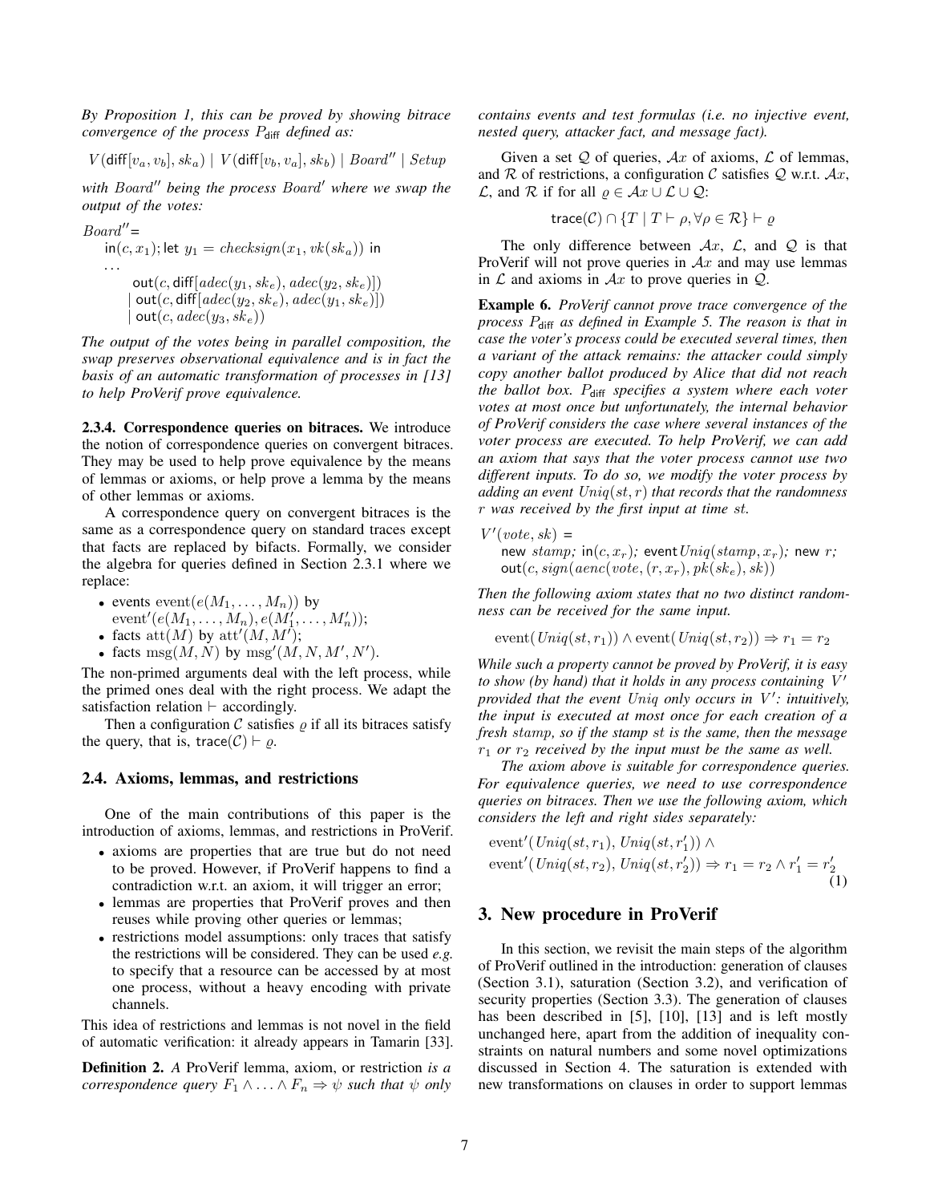*By Proposition 1, this can be proved by showing bitrace convergence of the process $P_{\mathsf{diff}}$ defined as:*

$$V(\mathsf{diff}[v_a, v_b], sk_a) \mid V(\mathsf{diff}[v_b, v_a], sk_b) \mid Board'' \mid Setup$$

*with $Board''$ being the process $Board'$ where we swap the output of the votes:*

$Board''$=
  $\mathsf{in}(c, x_1)$; let $y_1 = checksign(x_1, vk(sk_a))$ in
  ...
    $\mathsf{out}(c, \mathsf{diff}[adec(y_1, sk_e), adec(y_2, sk_e)])$
    $\mid \mathsf{out}(c, \mathsf{diff}[adec(y_2, sk_e), adec(y_1, sk_e)])$
    $\mid \mathsf{out}(c, adec(y_3, sk_e))$

*The output of the votes being in parallel composition, the swap preserves observational equivalence and is in fact the basis of an automatic transformation of processes in [13] to help ProVerif prove equivalence.*

**2.3.4. Correspondence queries on bitraces.** We introduce the notion of correspondence queries on convergent bitraces. They may be used to help prove equivalence by the means of lemmas or axioms, or help prove a lemma by the means of other lemmas or axioms.

A correspondence query on convergent bitraces is the same as a correspondence query on standard traces except that facts are replaced by bifacts. Formally, we consider the algebra for queries defined in Section 2.3.1 where we replace:

- events $\mathrm{event}(e(M_1, \ldots, M_n))$ by $\mathrm{event}'(e(M_1, \ldots, M_n), e(M_1', \ldots, M_n'))$;
- facts $\mathrm{att}(M)$ by $\mathrm{att}'(M, M')$;
- facts $\mathrm{msg}(M, N)$ by $\mathrm{msg}'(M, N, M', N')$.

The non-primed arguments deal with the left process, while the primed ones deal with the right process. We adapt the satisfaction relation $\vdash$ accordingly.

Then a configuration $\mathcal{C}$ satisfies $\varrho$ if all its bitraces satisfy the query, that is, $\mathsf{trace}(\mathcal{C}) \vdash \varrho$.

## 2.4. Axioms, lemmas, and restrictions

One of the main contributions of this paper is the introduction of axioms, lemmas, and restrictions in ProVerif.

- axioms are properties that are true but do not need to be proved. However, if ProVerif happens to find a contradiction w.r.t. an axiom, it will trigger an error;
- lemmas are properties that ProVerif proves and then reuses while proving other queries or lemmas;
- restrictions model assumptions: only traces that satisfy the restrictions will be considered. They can be used *e.g.* to specify that a resource can be accessed by at most one process, without a heavy encoding with private channels.

This idea of restrictions and lemmas is not novel in the field of automatic verification: it already appears in Tamarin [33].

**Definition 2.** *A* ProVerif *lemma, axiom, or restriction is a correspondence query $F_1 \wedge \ldots \wedge F_n \Rightarrow \psi$ such that $\psi$ only contains events and test formulas (i.e. no injective event, nested query, attacker fact, and message fact).*

Given a set $\mathcal{Q}$ of queries, $\mathcal{A}x$ of axioms, $\mathcal{L}$ of lemmas, and $\mathcal{R}$ of restrictions, a configuration $\mathcal{C}$ satisfies $\mathcal{Q}$ w.r.t. $\mathcal{A}x$, $\mathcal{L}$, and $\mathcal{R}$ if for all $\varrho \in \mathcal{A}x \cup \mathcal{L} \cup \mathcal{Q}$:

$$\mathsf{trace}(\mathcal{C}) \cap \{T \mid T \vdash \rho, \forall \rho \in \mathcal{R}\} \vdash \varrho$$

The only difference between $\mathcal{A}x$, $\mathcal{L}$, and $\mathcal{Q}$ is that ProVerif will not prove queries in $\mathcal{A}x$ and may use lemmas in $\mathcal{L}$ and axioms in $\mathcal{A}x$ to prove queries in $\mathcal{Q}$.

**Example 6.** *ProVerif cannot prove trace convergence of the process $P_{\mathsf{diff}}$ as defined in Example 5. The reason is that in case the voter's process could be executed several times, then a variant of the attack remains: the attacker could simply copy another ballot produced by Alice that did not reach the ballot box. $P_{\mathsf{diff}}$ specifies a system where each voter votes at most once but unfortunately, the internal behavior of ProVerif considers the case where several instances of the voter process are executed. To help ProVerif, we can add an axiom that says that the voter process cannot use two different inputs. To do so, we modify the voter process by adding an event $Uniq(st, r)$ that records that the randomness $r$ was received by the first input at time $st$.*

$V'(vote, sk)$ =
  new $stamp$; $\mathsf{in}(c, x_r)$; event $Uniq(stamp, x_r)$; new $r$;
  $\mathsf{out}(c, sign(aenc(vote, (r, x_r), pk(sk_e), sk))$

*Then the following axiom states that no two distinct randomness can be received for the same input.*

$$\mathrm{event}(Uniq(st, r_1)) \wedge \mathrm{event}(Uniq(st, r_2)) \Rightarrow r_1 = r_2$$

*While such a property cannot be proved by ProVerif, it is easy to show (by hand) that it holds in any process containing $V'$ provided that the event $Uniq$ only occurs in $V'$: intuitively, the input is executed at most once for each creation of a fresh $stamp$, so if the stamp $st$ is the same, then the message $r_1$ or $r_2$ received by the input must be the same as well.*

*The axiom above is suitable for correspondence queries. For equivalence queries, we need to use correspondence queries on bitraces. Then we use the following axiom, which considers the left and right sides separately:*

$$\begin{aligned}&\mathrm{event}'(Uniq(st, r_1), Uniq(st, r_1')) \wedge \\ &\mathrm{event}'(Uniq(st, r_2), Uniq(st, r_2')) \Rightarrow r_1 = r_2 \wedge r_1' = r_2'\end{aligned} \tag{1}$$

# 3. New procedure in ProVerif

In this section, we revisit the main steps of the algorithm of ProVerif outlined in the introduction: generation of clauses (Section 3.1), saturation (Section 3.2), and verification of security properties (Section 3.3). The generation of clauses has been described in [5], [10], [13] and is left mostly unchanged here, apart from the addition of inequality constraints on natural numbers and some novel optimizations discussed in Section 4. The saturation is extended with new transformations on clauses in order to support lemmas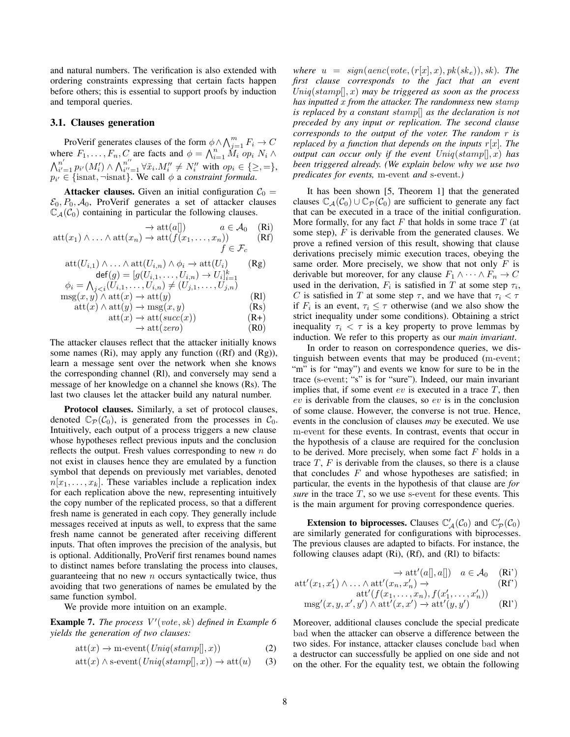and natural numbers. The verification is also extended with ordering constraints expressing that certain facts happen before others; this is essential to support proofs by induction and temporal queries.

### 3.1. Clauses generation

ProVerif generates clauses of the form $\phi \wedge \bigwedge_{j=1}^{m} F_i \to C$ where $F_1, \ldots, F_n, C$ are facts and $\phi = \bigwedge_{i=1}^{n} M_i\ op_i\ N_i \wedge \bigwedge_{i'=1}^{n'} p_{i'}(M'_i) \wedge \bigwedge_{i''=1}^{n''} \forall \tilde{x}_i. M''_i \neq N''_i$ with $op_i \in \{\geq, =\}$, $p_{i'} \in \{\text{isnat}, \neg\text{isnat}\}$. We call $\phi$ a *constraint formula*.

**Attacker clauses.** Given an initial configuration $\mathcal{C}_0 = \mathcal{E}_0, P_0, \mathcal{A}_0$, ProVerif generates a set of attacker clauses $\mathbb{C}_{\mathcal{A}}(\mathcal{C}_0)$ containing in particular the following clauses.

$$\to \text{att}(a[]) \qquad a \in \mathcal{A}_0 \quad \text{(Ri)}$$

$$\text{att}(x_1) \wedge \ldots \wedge \text{att}(x_n) \to \text{att}(f(x_1, \ldots, x_n)) \quad \text{(Rf)} \qquad f \in \mathcal{F}_c$$

$$\text{att}(U_{i,1}) \wedge \ldots \wedge \text{att}(U_{i,n}) \wedge \phi_i \to \text{att}(U_i) \quad \text{(Rg)}$$

$$\mathsf{def}(g) = [g(U_{i,1}, \ldots, U_{i,n}) \to U_i]_{i=1}^{k}$$

$$\phi_i = \bigwedge_{j<i} (U_{i,1}, \ldots, U_{i,n}) \neq (U_{j,1}, \ldots, U_{j,n})$$

$$\text{msg}(x, y) \wedge \text{att}(x) \to \text{att}(y) \quad \text{(Rl)}$$

$$\text{att}(x) \wedge \text{att}(y) \to \text{msg}(x, y) \quad \text{(Rs)}$$

$$\text{att}(x) \to \text{att}(succ(x)) \quad \text{(R+)}$$

$$\to \text{att}(zero) \quad \text{(R0)}$$

The attacker clauses reflect that the attacker initially knows some names (Ri), may apply any function ((Rf) and (Rg)), learn a message sent over the network when she knows the corresponding channel (Rl), and conversely may send a message of her knowledge on a channel she knows (Rs). The last two clauses let the attacker build any natural number.

**Protocol clauses.** Similarly, a set of protocol clauses, denoted $\mathbb{C}_{\mathcal{P}}(\mathcal{C}_0)$, is generated from the processes in $\mathcal{C}_0$. Intuitively, each output of a process triggers a new clause whose hypotheses reflect previous inputs and the conclusion reflects the output. Fresh values corresponding to new $n$ do not exist in clauses hence they are emulated by a function symbol that depends on previously met variables, denoted $n[x_1, \ldots, x_k]$. These variables include a replication index for each replication above the new, representing intuitively the copy number of the replicated process, so that a different fresh name is generated in each copy. They generally include messages received at inputs as well, to express that the same fresh name cannot be generated after receiving different inputs. That often improves the precision of the analysis, but is optional. Additionally, ProVerif first renames bound names to distinct names before translating the process into clauses, guaranteeing that no new $n$ occurs syntactically twice, thus avoiding that two generations of names be emulated by the same function symbol.

We provide more intuition on an example.

**Example 7.** *The process $V'(vote, sk)$ defined in Example 6 yields the generation of two clauses:*

$$\text{att}(x) \to \text{m-event}(Uniq(stamp[], x)) \quad (2)$$

$$\text{att}(x) \wedge \text{s-event}(Uniq(stamp[], x)) \to \text{att}(u) \quad (3)$$

*where $u = sign(aenc(vote, (r[x], x), pk(sk_e)), sk)$. The first clause corresponds to the fact that an event $Uniq(stamp[], x)$ may be triggered as soon as the process has inputted $x$ from the attacker. The randomness* new $stamp$ *is replaced by a constant $stamp[]$ as the declaration is not preceded by any input or replication. The second clause corresponds to the output of the voter. The random $r$ is replaced by a function that depends on the inputs $r[x]$. The output can occur only if the event $Uniq(stamp[], x)$ has been triggered already. (We explain below why we use two predicates for events,* m-event *and* s-event*.)*

It has been shown [5, Theorem 1] that the generated clauses $\mathbb{C}_{\mathcal{A}}(\mathcal{C}_0) \cup \mathbb{C}_{\mathcal{P}}(\mathcal{C}_0)$ are sufficient to generate any fact that can be executed in a trace of the initial configuration. More formally, for any fact $F$ that holds in some trace $T$ (at some step), $F$ is derivable from the generated clauses. We prove a refined version of this result, showing that clause derivations precisely mimic execution traces, obeying the same order. More precisely, we show that not only $F$ is derivable but moreover, for any clause $F_1 \wedge \cdots \wedge F_n \to C$ used in the derivation, $F_i$ is satisfied in $T$ at some step $\tau_i$, $C$ is satisfied in $T$ at some step $\tau$, and we have that $\tau_i < \tau$ if $F_i$ is an event, $\tau_i \leq \tau$ otherwise (and we also show the strict inequality under some conditions). Obtaining a strict inequality $\tau_i < \tau$ is a key property to prove lemmas by induction. We refer to this property as our *main invariant*.

In order to reason on correspondence queries, we distinguish between events that may be produced (m-event; "m" is for "may") and events we know for sure to be in the trace (s-event; "s" is for "sure"). Indeed, our main invariant implies that, if some event $ev$ is executed in a trace $T$, then $ev$ is derivable from the clauses, so $ev$ is in the conclusion of some clause. However, the converse is not true. Hence, events in the conclusion of clauses *may* be executed. We use m-event for these events. In contrast, events that occur in the hypothesis of a clause are required for the conclusion to be derived. More precisely, when some fact $F$ holds in a trace $T$, $F$ is derivable from the clauses, so there is a clause that concludes $F$ and whose hypotheses are satisfied; in particular, the events in the hypothesis of that clause are *for sure* in the trace $T$, so we use s-event for these events. This is the main argument for proving correspondence queries.

**Extension to biprocesses.** Clauses $\mathbb{C}'_{\mathcal{A}}(\mathcal{C}_0)$ and $\mathbb{C}'_{\mathcal{P}}(\mathcal{C}_0)$ are similarly generated for configurations with biprocesses. The previous clauses are adapted to bifacts. For instance, the following clauses adapt (Ri), (Rf), and (Rl) to bifacts:

$$\to \text{att}'(a[], a[]) \quad a \in \mathcal{A}_0 \quad \text{(Ri')}$$

$$\text{att}'(x_1, x'_1) \wedge \ldots \wedge \text{att}'(x_n, x'_n) \to \text{att}'(f(x_1, \ldots, x_n), f(x'_1, \ldots, x'_n)) \quad \text{(Rf')}$$

$$\text{msg}'(x, y, x', y') \wedge \text{att}'(x, x') \to \text{att}'(y, y') \quad \text{(Rl')}$$

Moreover, additional clauses conclude the special predicate bad when the attacker can observe a difference between the two sides. For instance, attacker clauses conclude bad when a destructor can successfully be applied on one side and not on the other. For the equality test, we obtain the following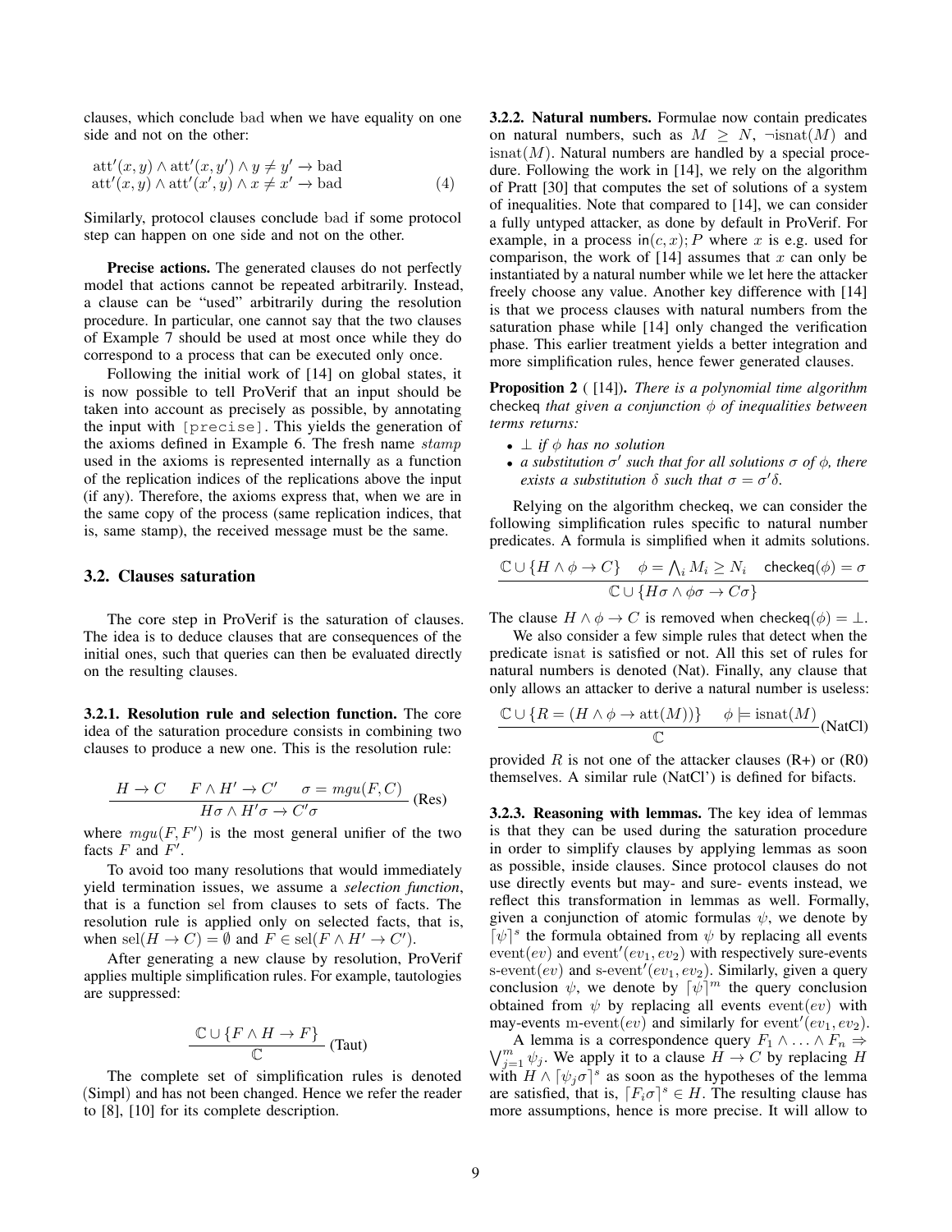clauses, which conclude bad when we have equality on one side and not on the other:

$$\begin{array}{ll} \mathrm{att}'(x,y) \wedge \mathrm{att}'(x,y') \wedge y \neq y' \rightarrow \mathrm{bad} & \\ \mathrm{att}'(x,y) \wedge \mathrm{att}'(x',y) \wedge x \neq x' \rightarrow \mathrm{bad} & \quad (4) \end{array}$$

Similarly, protocol clauses conclude bad if some protocol step can happen on one side and not on the other.

**Precise actions.** The generated clauses do not perfectly model that actions cannot be repeated arbitrarily. Instead, a clause can be "used" arbitrarily during the resolution procedure. In particular, one cannot say that the two clauses of Example 7 should be used at most once while they do correspond to a process that can be executed only once.

Following the initial work of [14] on global states, it is now possible to tell ProVerif that an input should be taken into account as precisely as possible, by annotating the input with `[precise]`. This yields the generation of the axioms defined in Example 6. The fresh name *stamp* used in the axioms is represented internally as a function of the replication indices of the replications above the input (if any). Therefore, the axioms express that, when we are in the same copy of the process (same replication indices, that is, same stamp), the received message must be the same.

## 3.2. Clauses saturation

The core step in ProVerif is the saturation of clauses. The idea is to deduce clauses that are consequences of the initial ones, such that queries can then be evaluated directly on the resulting clauses.

### 3.2.1. Resolution rule and selection function.

The core idea of the saturation procedure consists in combining two clauses to produce a new one. This is the resolution rule:

$$\frac{H \rightarrow C \qquad F \wedge H' \rightarrow C' \qquad \sigma = mgu(F,C)}{H\sigma \wedge H'\sigma \rightarrow C'\sigma} \text{ (Res)}$$

where $mgu(F, F')$ is the most general unifier of the two facts $F$ and $F'$.

To avoid too many resolutions that would immediately yield termination issues, we assume a *selection function*, that is a function sel from clauses to sets of facts. The resolution rule is applied only on selected facts, that is, when $\mathrm{sel}(H \rightarrow C) = \emptyset$ and $F \in \mathrm{sel}(F \wedge H' \rightarrow C')$.

After generating a new clause by resolution, ProVerif applies multiple simplification rules. For example, tautologies are suppressed:

$$\frac{\mathbb{C} \cup \{F \wedge H \rightarrow F\}}{\mathbb{C}} \text{ (Taut)}$$

The complete set of simplification rules is denoted (Simpl) and has not been changed. Hence we refer the reader to [8], [10] for its complete description.

### 3.2.2. Natural numbers.

Formulae now contain predicates on natural numbers, such as $M \geq N$, $\neg\mathrm{isnat}(M)$ and $\mathrm{isnat}(M)$. Natural numbers are handled by a special procedure. Following the work in [14], we rely on the algorithm of Pratt [30] that computes the set of solutions of a system of inequalities. Note that compared to [14], we can consider a fully untyped attacker, as done by default in ProVerif. For example, in a process $\mathsf{in}(c,x);P$ where $x$ is e.g. used for comparison, the work of [14] assumes that $x$ can only be instantiated by a natural number while we let here the attacker freely choose any value. Another key difference with [14] is that we process clauses with natural numbers from the saturation phase while [14] only changed the verification phase. This earlier treatment yields a better integration and more simplification rules, hence fewer generated clauses.

**Proposition 2** ( [14]). *There is a polynomial time algorithm* checkeq *that given a conjunction $\phi$ of inequalities between terms returns:*

- *$\bot$ if $\phi$ has no solution*
- *a substitution $\sigma'$ such that for all solutions $\sigma$ of $\phi$, there exists a substitution $\delta$ such that $\sigma = \sigma'\delta$.*

Relying on the algorithm checkeq, we can consider the following simplification rules specific to natural number predicates. A formula is simplified when it admits solutions.

$$\frac{\mathbb{C} \cup \{H \wedge \phi \rightarrow C\} \qquad \phi = \bigwedge_i M_i \geq N_i \qquad \mathsf{checkeq}(\phi) = \sigma}{\mathbb{C} \cup \{H\sigma \wedge \phi\sigma \rightarrow C\sigma\}}$$

The clause $H \wedge \phi \rightarrow C$ is removed when $\mathsf{checkeq}(\phi) = \bot$.

We also consider a few simple rules that detect when the predicate isnat is satisfied or not. All this set of rules for natural numbers is denoted (Nat). Finally, any clause that only allows an attacker to derive a natural number is useless:

$$\frac{\mathbb{C} \cup \{R = (H \wedge \phi \rightarrow \mathrm{att}(M))\} \qquad \phi \models \mathrm{isnat}(M)}{\mathbb{C}} \text{(NatCl)}$$

provided $R$ is not one of the attacker clauses (R+) or (R0) themselves. A similar rule (NatCl') is defined for bifacts.

### 3.2.3. Reasoning with lemmas.

The key idea of lemmas is that they can be used during the saturation procedure in order to simplify clauses by applying lemmas as soon as possible, inside clauses. Since protocol clauses do not use directly events but may- and sure- events instead, we reflect this transformation in lemmas as well. Formally, given a conjunction of atomic formulas $\psi$, we denote by $\lceil\psi\rceil^s$ the formula obtained from $\psi$ by replacing all events $\mathrm{event}(ev)$ and $\mathrm{event}'(ev_1, ev_2)$ with respectively sure-events $\mathrm{s\text{-}event}(ev)$ and $\mathrm{s\text{-}event}'(ev_1, ev_2)$. Similarly, given a query conclusion $\psi$, we denote by $\lceil\psi\rceil^m$ the query conclusion obtained from $\psi$ by replacing all events $\mathrm{event}(ev)$ with may-events $\mathrm{m\text{-}event}(ev)$ and similarly for $\mathrm{event}'(ev_1, ev_2)$.

A lemma is a correspondence query $F_1 \wedge \ldots \wedge F_n \Rightarrow \bigvee_{j=1}^{m} \psi_j$. We apply it to a clause $H \rightarrow C$ by replacing $H$ with $H \wedge \lceil\psi_j\sigma\rceil^s$ as soon as the hypotheses of the lemma are satisfied, that is, $\lceil F_i\sigma\rceil^s \in H$. The resulting clause has more assumptions, hence is more precise. It will allow to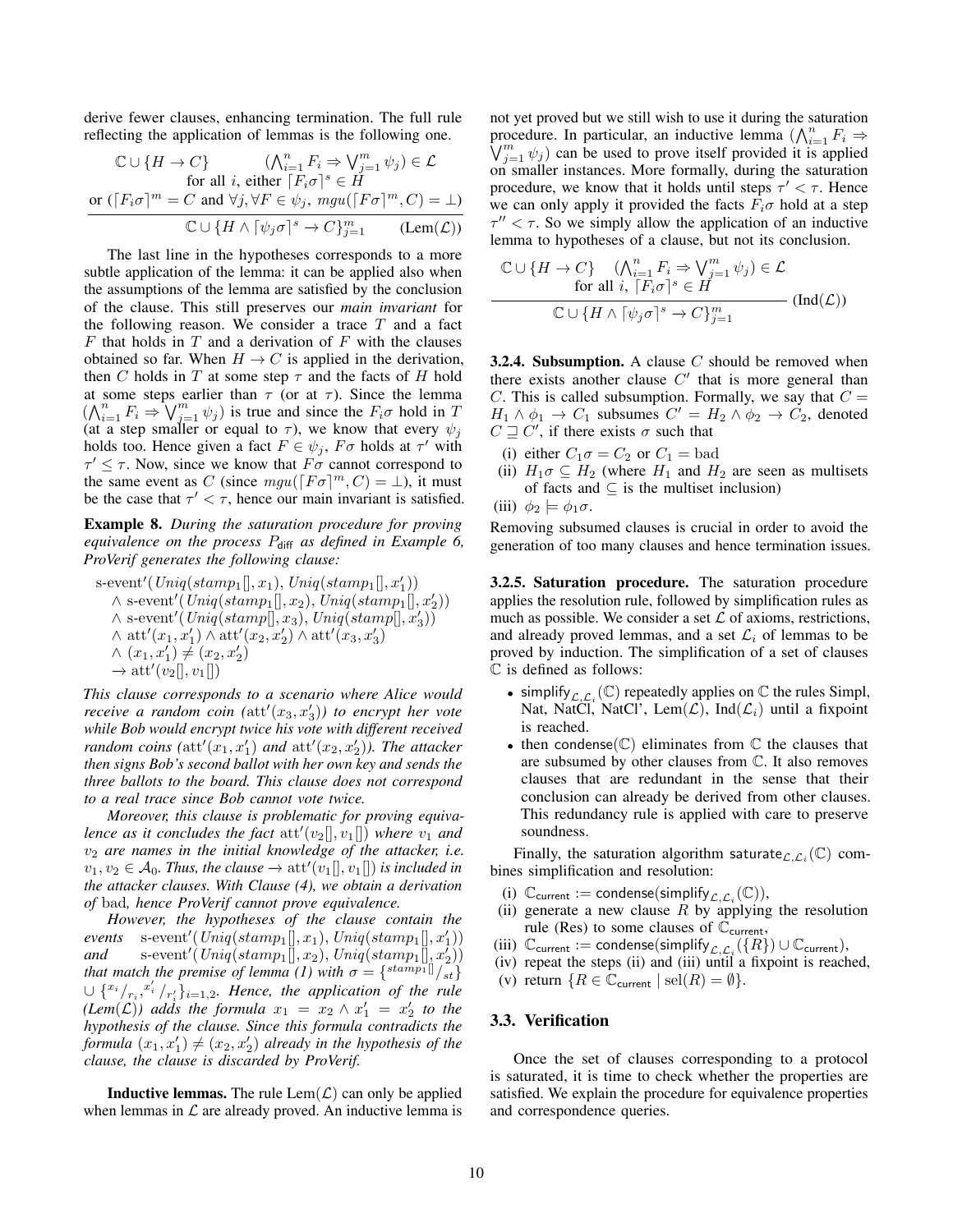derive fewer clauses, enhancing termination. The full rule reflecting the application of lemmas is the following one.

$$\frac{\begin{array}{c}\mathbb{C} \cup \{H \rightarrow C\} \qquad (\bigwedge_{i=1}^n F_i \Rightarrow \bigvee_{j=1}^m \psi_j) \in \mathcal{L} \\ \text{for all } i \text{, either } \lceil F_i\sigma \rceil^s \in H \\ \text{or } (\lceil F_i\sigma \rceil^m = C \text{ and } \forall j, \forall F \in \psi_j,\ mgu(\lceil F\sigma \rceil^m, C) = \bot)\end{array}}{\mathbb{C} \cup \{H \wedge \lceil \psi_j\sigma \rceil^s \rightarrow C\}_{j=1}^m} \quad (\text{Lem}(\mathcal{L}))$$

The last line in the hypotheses corresponds to a more subtle application of the lemma: it can be applied also when the assumptions of the lemma are satisfied by the conclusion of the clause. This still preserves our *main invariant* for the following reason. We consider a trace $T$ and a fact $F$ that holds in $T$ and a derivation of $F$ with the clauses obtained so far. When $H \rightarrow C$ is applied in the derivation, then $C$ holds in $T$ at some step $\tau$ and the facts of $H$ hold at some steps earlier than $\tau$ (or at $\tau$). Since the lemma $(\bigwedge_{i=1}^n F_i \Rightarrow \bigvee_{j=1}^m \psi_j)$ is true and since the $F_i\sigma$ hold in $T$ (at a step smaller or equal to $\tau$), we know that every $\psi_j$ holds too. Hence given a fact $F \in \psi_j$, $F\sigma$ holds at $\tau'$ with $\tau' \leq \tau$. Now, since we know that $F\sigma$ cannot correspond to the same event as $C$ (since $mgu(\lceil F\sigma \rceil^m, C) = \bot$), it must be the case that $\tau' < \tau$, hence our main invariant is satisfied.

**Example 8.** *During the saturation procedure for proving equivalence on the process $P_{\mathsf{diff}}$ as defined in Example 6, ProVerif generates the following clause:*

$$\begin{array}{l}\text{s-event}'(\mathit{Uniq}(\mathit{stamp}_1[], x_1), \mathit{Uniq}(\mathit{stamp}_1[], x_1')) \\ \quad \wedge \text{s-event}'(\mathit{Uniq}(\mathit{stamp}_1[], x_2), \mathit{Uniq}(\mathit{stamp}_1[], x_2')) \\ \quad \wedge \text{s-event}'(\mathit{Uniq}(\mathit{stamp}[], x_3), \mathit{Uniq}(\mathit{stamp}[], x_3')) \\ \quad \wedge \text{att}'(x_1, x_1') \wedge \text{att}'(x_2, x_2') \wedge \text{att}'(x_3, x_3') \\ \quad \wedge (x_1, x_1') \neq (x_2, x_2') \\ \quad \rightarrow \text{att}'(v_2[], v_1[])\end{array}$$

*This clause corresponds to a scenario where Alice would receive a random coin ($\text{att}'(x_3, x_3')$) to encrypt her vote while Bob would encrypt twice his vote with different received random coins ($\text{att}'(x_1, x_1')$ and $\text{att}'(x_2, x_2')$). The attacker then signs Bob's second ballot with her own key and sends the three ballots to the board. This clause does not correspond to a real trace since Bob cannot vote twice.*

*Moreover, this clause is problematic for proving equivalence as it concludes the fact $\text{att}'(v_2[], v_1[])$ where $v_1$ and $v_2$ are names in the initial knowledge of the attacker, i.e. $v_1, v_2 \in \mathcal{A}_0$. Thus, the clause $\rightarrow \text{att}'(v_1[], v_1[])$ is included in the attacker clauses. With Clause (4), we obtain a derivation of* bad*, hence ProVerif cannot prove equivalence.*

*However, the hypotheses of the clause contain the events $\text{s-event}'(\mathit{Uniq}(\mathit{stamp}_1[], x_1), \mathit{Uniq}(\mathit{stamp}_1[], x_1'))$ and $\text{s-event}'(\mathit{Uniq}(\mathit{stamp}_1[], x_2), \mathit{Uniq}(\mathit{stamp}_1[], x_2'))$ that match the premise of lemma (1) with $\sigma = \{^{\mathit{stamp}_1[]}/_{st}\} \cup \{^{x_i}/_{r_i}, ^{x_i'}/_{r_i'}\}_{i=1,2}$. Hence, the application of the rule (Lem($\mathcal{L}$)) adds the formula $x_1 = x_2 \wedge x_1' = x_2'$ to the hypothesis of the clause. Since this formula contradicts the formula $(x_1, x_1') \neq (x_2, x_2')$ already in the hypothesis of the clause, the clause is discarded by ProVerif.*

**Inductive lemmas.** The rule Lem($\mathcal{L}$) can only be applied when lemmas in $\mathcal{L}$ are already proved. An inductive lemma is not yet proved but we still wish to use it during the saturation procedure. In particular, an inductive lemma $(\bigwedge_{i=1}^n F_i \Rightarrow \bigvee_{j=1}^m \psi_j)$ can be used to prove itself provided it is applied on smaller instances. More formally, during the saturation procedure, we know that it holds until steps $\tau' < \tau$. Hence we can only apply it provided the facts $F_i\sigma$ hold at a step $\tau'' < \tau$. So we simply allow the application of an inductive lemma to hypotheses of a clause, but not its conclusion.

$$\frac{\begin{array}{c}\mathbb{C} \cup \{H \rightarrow C\} \quad (\bigwedge_{i=1}^n F_i \Rightarrow \bigvee_{j=1}^m \psi_j) \in \mathcal{L} \\ \text{for all } i,\ \lceil F_i\sigma \rceil^s \in H\end{array}}{\mathbb{C} \cup \{H \wedge \lceil \psi_j\sigma \rceil^s \rightarrow C\}_{j=1}^m} \quad (\text{Ind}(\mathcal{L}))$$

**3.2.4. Subsumption.** A clause $C$ should be removed when there exists another clause $C'$ that is more general than $C$. This is called subsumption. Formally, we say that $C = H_1 \wedge \phi_1 \rightarrow C_1$ subsumes $C' = H_2 \wedge \phi_2 \rightarrow C_2$, denoted $C \sqsupseteq C'$, if there exists $\sigma$ such that

(i) either $C_1\sigma = C_2$ or $C_1 = \text{bad}$
(ii) $H_1\sigma \subseteq H_2$ (where $H_1$ and $H_2$ are seen as multisets of facts and $\subseteq$ is the multiset inclusion)
(iii) $\phi_2 \models \phi_1\sigma$.

Removing subsumed clauses is crucial in order to avoid the generation of too many clauses and hence termination issues.

**3.2.5. Saturation procedure.** The saturation procedure applies the resolution rule, followed by simplification rules as much as possible. We consider a set $\mathcal{L}$ of axioms, restrictions, and already proved lemmas, and a set $\mathcal{L}_i$ of lemmas to be proved by induction. The simplification of a set of clauses $\mathbb{C}$ is defined as follows:

- $\mathsf{simplify}_{\mathcal{L},\mathcal{L}_i}(\mathbb{C})$ repeatedly applies on $\mathbb{C}$ the rules Simpl, Nat, NatCl, NatCl', Lem($\mathcal{L}$), Ind($\mathcal{L}_i$) until a fixpoint is reached.
- then $\mathsf{condense}(\mathbb{C})$ eliminates from $\mathbb{C}$ the clauses that are subsumed by other clauses from $\mathbb{C}$. It also removes clauses that are redundant in the sense that their conclusion can already be derived from other clauses. This redundancy rule is applied with care to preserve soundness.

Finally, the saturation algorithm $\mathsf{saturate}_{\mathcal{L},\mathcal{L}_i}(\mathbb{C})$ combines simplification and resolution:

(i) $\mathbb{C}_{\mathsf{current}} := \mathsf{condense}(\mathsf{simplify}_{\mathcal{L},\mathcal{L}_i}(\mathbb{C}))$,
(ii) generate a new clause $R$ by applying the resolution rule (Res) to some clauses of $\mathbb{C}_{\mathsf{current}}$,
(iii) $\mathbb{C}_{\mathsf{current}} := \mathsf{condense}(\mathsf{simplify}_{\mathcal{L},\mathcal{L}_i}(\{R\}) \cup \mathbb{C}_{\mathsf{current}})$,
(iv) repeat the steps (ii) and (iii) until a fixpoint is reached,
(v) return $\{R \in \mathbb{C}_{\mathsf{current}} \mid \text{sel}(R) = \emptyset\}$.

### 3.3. Verification

Once the set of clauses corresponding to a protocol is saturated, it is time to check whether the properties are satisfied. We explain the procedure for equivalence properties and correspondence queries.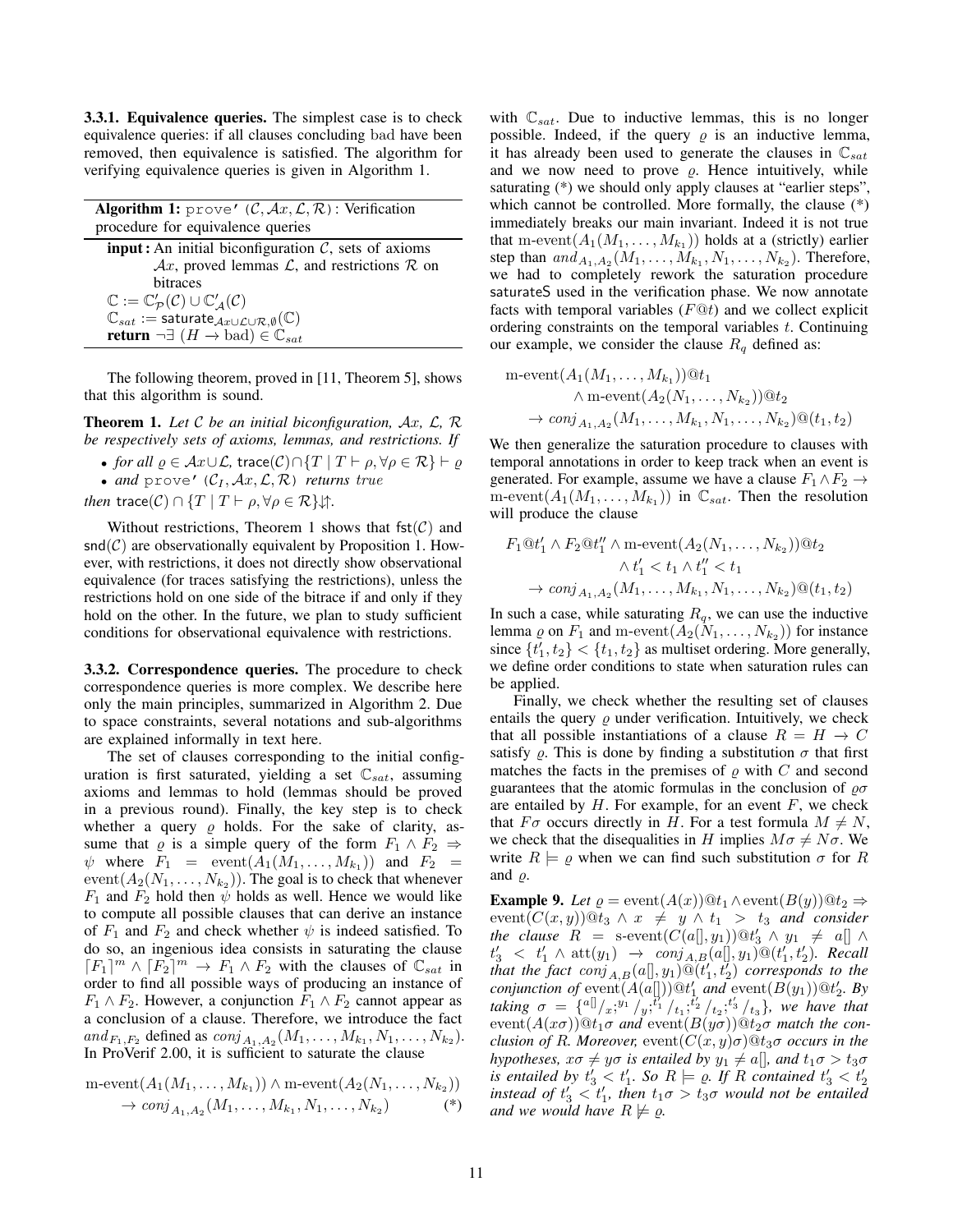**3.3.1. Equivalence queries.** The simplest case is to check equivalence queries: if all clauses concluding bad have been removed, then equivalence is satisfied. The algorithm for verifying equivalence queries is given in Algorithm 1.

---

**Algorithm 1:** `prove'` $(\mathcal{C}, \mathcal{A}x, \mathcal{L}, \mathcal{R})$: Verification procedure for equivalence queries

---

**input :** An initial biconfiguration $\mathcal{C}$, sets of axioms $\mathcal{A}x$, proved lemmas $\mathcal{L}$, and restrictions $\mathcal{R}$ on bitraces

$\mathbb{C} := \mathbb{C}'_{\mathcal{P}}(\mathcal{C}) \cup \mathbb{C}'_{\mathcal{A}}(\mathcal{C})$

$\mathbb{C}_{sat} := \mathsf{saturate}_{\mathcal{A}x \cup \mathcal{L} \cup \mathcal{R}, \emptyset}(\mathbb{C})$

**return** $\neg\exists\ (H \to \text{bad}) \in \mathbb{C}_{sat}$

---

The following theorem, proved in [11, Theorem 5], shows that this algorithm is sound.

**Theorem 1.** *Let $\mathcal{C}$ be an initial biconfiguration, $\mathcal{A}x$, $\mathcal{L}$, $\mathcal{R}$ be respectively sets of axioms, lemmas, and restrictions. If*

- *for all $\varrho \in \mathcal{A}x \cup \mathcal{L}$, $\mathsf{trace}(\mathcal{C}) \cap \{T \mid T \vdash \rho, \forall \rho \in \mathcal{R}\} \vdash \varrho$*
- *and* `prove'` $(\mathcal{C}_I, \mathcal{A}x, \mathcal{L}, \mathcal{R})$ *returns true*

*then* $\mathsf{trace}(\mathcal{C}) \cap \{T \mid T \vdash \rho, \forall \rho \in \mathcal{R}\} \downarrow\!\!\uparrow$.

Without restrictions, Theorem 1 shows that $\mathsf{fst}(\mathcal{C})$ and $\mathsf{snd}(\mathcal{C})$ are observationally equivalent by Proposition 1. However, with restrictions, it does not directly show observational equivalence (for traces satisfying the restrictions), unless the restrictions hold on one side of the bitrace if and only if they hold on the other. In the future, we plan to study sufficient conditions for observational equivalence with restrictions.

**3.3.2. Correspondence queries.** The procedure to check correspondence queries is more complex. We describe here only the main principles, summarized in Algorithm 2. Due to space constraints, several notations and sub-algorithms are explained informally in text here.

The set of clauses corresponding to the initial configuration is first saturated, yielding a set $\mathbb{C}_{sat}$, assuming axioms and lemmas to hold (lemmas should be proved in a previous round). Finally, the key step is to check whether a query $\varrho$ holds. For the sake of clarity, assume that $\varrho$ is a simple query of the form $F_1 \wedge F_2 \Rightarrow \psi$ where $F_1 = \text{event}(A_1(M_1, \ldots, M_{k_1}))$ and $F_2 = \text{event}(A_2(N_1, \ldots, N_{k_2}))$. The goal is to check that whenever $F_1$ and $F_2$ hold then $\psi$ holds as well. Hence we would like to compute all possible clauses that can derive an instance of $F_1$ and $F_2$ and check whether $\psi$ is indeed satisfied. To do so, an ingenious idea consists in saturating the clause $\lceil F_1 \rceil^m \wedge \lceil F_2 \rceil^m \to F_1 \wedge F_2$ with the clauses of $\mathbb{C}_{sat}$ in order to find all possible ways of producing an instance of $F_1 \wedge F_2$. However, a conjunction $F_1 \wedge F_2$ cannot appear as a conclusion of a clause. Therefore, we introduce the fact $and_{F_1,F_2}$ defined as $conj_{A_1,A_2}(M_1, \ldots, M_{k_1}, N_1, \ldots, N_{k_2})$. In ProVerif 2.00, it is sufficient to saturate the clause

$$\text{m-event}(A_1(M_1, \ldots, M_{k_1})) \wedge \text{m-event}(A_2(N_1, \ldots, N_{k_2})) \to conj_{A_1,A_2}(M_1, \ldots, M_{k_1}, N_1, \ldots, N_{k_2}) \qquad (*)$$

with $\mathbb{C}_{sat}$. Due to inductive lemmas, this is no longer possible. Indeed, if the query $\varrho$ is an inductive lemma, it has already been used to generate the clauses in $\mathbb{C}_{sat}$ and we now need to prove $\varrho$. Hence intuitively, while saturating (*) we should only apply clauses at "earlier steps", which cannot be controlled. More formally, the clause (*) immediately breaks our main invariant. Indeed it is not true that $\text{m-event}(A_1(M_1, \ldots, M_{k_1}))$ holds at a (strictly) earlier step than $and_{A_1,A_2}(M_1, \ldots, M_{k_1}, N_1, \ldots, N_{k_2})$. Therefore, we had to completely rework the saturation procedure $\mathsf{saturateS}$ used in the verification phase. We now annotate facts with temporal variables ($F@t$) and we collect explicit ordering constraints on the temporal variables $t$. Continuing our example, we consider the clause $R_q$ defined as:

$$\begin{aligned}
&\text{m-event}(A_1(M_1, \ldots, M_{k_1}))@t_1 \\
&\quad \wedge \text{m-event}(A_2(N_1, \ldots, N_{k_2}))@t_2 \\
&\quad \to conj_{A_1,A_2}(M_1, \ldots, M_{k_1}, N_1, \ldots, N_{k_2})@(t_1, t_2)
\end{aligned}$$

We then generalize the saturation procedure to clauses with temporal annotations in order to keep track when an event is generated. For example, assume we have a clause $F_1 \wedge F_2 \to \text{m-event}(A_1(M_1, \ldots, M_{k_1}))$ in $\mathbb{C}_{sat}$. Then the resolution will produce the clause

$$\begin{aligned}
&F_1@t'_1 \wedge F_2@t''_1 \wedge \text{m-event}(A_2(N_1, \ldots, N_{k_2}))@t_2 \\
&\quad \wedge t'_1 < t_1 \wedge t''_1 < t_1 \\
&\quad \to conj_{A_1,A_2}(M_1, \ldots, M_{k_1}, N_1, \ldots, N_{k_2})@(t_1, t_2)
\end{aligned}$$

In such a case, while saturating $R_q$, we can use the inductive lemma $\varrho$ on $F_1$ and $\text{m-event}(A_2(N_1, \ldots, N_{k_2}))$ for instance since $\{t'_1, t_2\} < \{t_1, t_2\}$ as multiset ordering. More generally, we define order conditions to state when saturation rules can be applied.

Finally, we check whether the resulting set of clauses entails the query $\varrho$ under verification. Intuitively, we check that all possible instantiations of a clause $R = H \to C$ satisfy $\varrho$. This is done by finding a substitution $\sigma$ that first matches the facts in the premises of $\varrho$ with $C$ and second guarantees that the atomic formulas in the conclusion of $\varrho\sigma$ are entailed by $H$. For example, for an event $F$, we check that $F\sigma$ occurs directly in $H$. For a test formula $M \neq N$, we check that the disequalities in $H$ implies $M\sigma \neq N\sigma$. We write $R \models \varrho$ when we can find such substitution $\sigma$ for $R$ and $\varrho$.

**Example 9.** *Let $\varrho = \text{event}(A(x))@t_1 \wedge \text{event}(B(y))@t_2 \Rightarrow \text{event}(C(x, y))@t_3 \wedge x \neq y \wedge t_1 > t_3$ and consider the clause $R = \text{s-event}(C(a[], y_1))@t'_3 \wedge y_1 \neq a[] \wedge t'_3 < t'_1 \wedge \text{att}(y_1) \to conj_{A,B}(a[], y_1)@(t'_1, t'_2)$. Recall that the fact $conj_{A,B}(a[], y_1)@(t'_1, t'_2)$ corresponds to the conjunction of $\text{event}(A(a[]))@t'_1$ and $\text{event}(B(y_1))@t'_2$. By taking $\sigma = \{^{a[]}/_x ; ^{y_1}/_y ; ^{t'_1}/_{t_1} ; ^{t'_2}/_{t_2} ; ^{t'_3}/_{t_3}\}$, we have that $\text{event}(A(x\sigma))@t_1\sigma$ and $\text{event}(B(y\sigma))@t_2\sigma$ match the conclusion of R. Moreover, $\text{event}(C(x, y)\sigma)@t_3\sigma$ occurs in the hypotheses, $x\sigma \neq y\sigma$ is entailed by $y_1 \neq a[]$, and $t_1\sigma > t_3\sigma$ is entailed by $t'_3 < t'_1$. So $R \models \varrho$. If $R$ contained $t'_3 < t'_2$ instead of $t'_3 < t'_1$, then $t_1\sigma > t_3\sigma$ would not be entailed and we would have $R \not\models \varrho$.*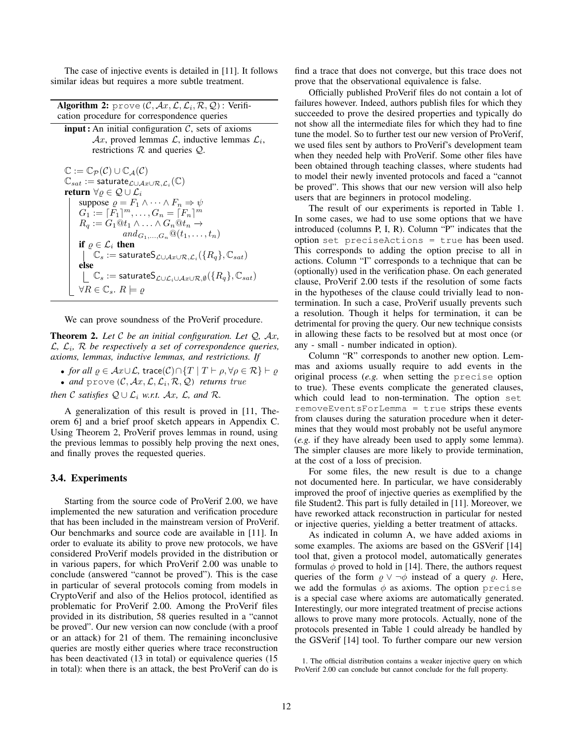The case of injective events is detailed in [11]. It follows similar ideas but requires a more subtle treatment.

---

**Algorithm 2:** `prove` $(\mathcal{C}, \mathcal{A}x, \mathcal{L}, \mathcal{L}_i, \mathcal{R}, \mathcal{Q})$ : Verification procedure for correspondence queries

---

**input :** An initial configuration $\mathcal{C}$, sets of axioms $\mathcal{A}x$, proved lemmas $\mathcal{L}$, inductive lemmas $\mathcal{L}_i$, restrictions $\mathcal{R}$ and queries $\mathcal{Q}$.

$\mathbb{C} := \mathbb{C}_{\mathcal{P}}(\mathcal{C}) \cup \mathbb{C}_{\mathcal{A}}(\mathcal{C})$
$\mathbb{C}_{sat} := \mathsf{saturate}_{\mathcal{L}\cup\mathcal{A}x\cup\mathcal{R},\mathcal{L}_i}(\mathbb{C})$
**return** $\forall \varrho \in \mathcal{Q} \cup \mathcal{L}_i$
  suppose $\varrho = F_1 \wedge \dots \wedge F_n \Rightarrow \psi$
  $G_1 := \lceil F_1 \rceil^m, \dots, G_n = \lceil F_n \rceil^m$
  $R_q := G_1@t_1 \wedge \ldots \wedge G_n@t_n \rightarrow and_{G_1,\ldots,G_n}@(t_1,\ldots,t_n)$
  **if** $\varrho \in \mathcal{L}_i$ **then**
    $\mathbb{C}_s := \mathsf{saturateS}_{\mathcal{L}\cup\mathcal{A}x\cup\mathcal{R},\mathcal{L}_i}(\{R_q\}, \mathbb{C}_{sat})$
  **else**
    $\mathbb{C}_s := \mathsf{saturateS}_{\mathcal{L}\cup\mathcal{L}_i\cup\mathcal{A}x\cup\mathcal{R},\emptyset}(\{R_q\}, \mathbb{C}_{sat})$
  $\forall R \in \mathbb{C}_s.\ R \models \varrho$

---

We can prove soundness of the ProVerif procedure.

**Theorem 2.** *Let $\mathcal{C}$ be an initial configuration. Let $\mathcal{Q}$, $\mathcal{A}x$, $\mathcal{L}$, $\mathcal{L}_i$, $\mathcal{R}$ be respectively a set of correspondence queries, axioms, lemmas, inductive lemmas, and restrictions. If*

- *for all $\varrho \in \mathcal{A}x \cup \mathcal{L}$, $\mathsf{trace}(\mathcal{C}) \cap \{T \mid T \vdash \rho, \forall \rho \in \mathcal{R}\} \vdash \varrho$*
- *and* `prove` $(\mathcal{C}, \mathcal{A}x, \mathcal{L}, \mathcal{L}_i, \mathcal{R}, \mathcal{Q})$ *returns* $true$

*then $\mathcal{C}$ satisfies $\mathcal{Q} \cup \mathcal{L}_i$ w.r.t. $\mathcal{A}x$, $\mathcal{L}$, and $\mathcal{R}$.*

A generalization of this result is proved in [11, Theorem 6] and a brief proof sketch appears in Appendix C. Using Theorem 2, ProVerif proves lemmas in round, using the previous lemmas to possibly help proving the next ones, and finally proves the requested queries.

### 3.4. Experiments

Starting from the source code of ProVerif 2.00, we have implemented the new saturation and verification procedure that has been included in the mainstream version of ProVerif. Our benchmarks and source code are available in [11]. In order to evaluate its ability to prove new protocols, we have considered ProVerif models provided in the distribution or in various papers, for which ProVerif 2.00 was unable to conclude (answered "cannot be proved"). This is the case in particular of several protocols coming from models in CryptoVerif and also of the Helios protocol, identified as problematic for ProVerif 2.00. Among the ProVerif files provided in its distribution, 58 queries resulted in a "cannot be proved". Our new version can now conclude (with a proof or an attack) for 21 of them. The remaining inconclusive queries are mostly either queries where trace reconstruction has been deactivated (13 in total) or equivalence queries (15 in total): when there is an attack, the best ProVerif can do is find a trace that does not converge, but this trace does not prove that the observational equivalence is false.

Officially published ProVerif files do not contain a lot of failures however. Indeed, authors publish files for which they succeeded to prove the desired properties and typically do not show all the intermediate files for which they had to fine tune the model. So to further test our new version of ProVerif, we used files sent by authors to ProVerif's development team when they needed help with ProVerif. Some other files have been obtained through teaching classes, where students had to model their newly invented protocols and faced a "cannot be proved". This shows that our new version will also help users that are beginners in protocol modeling.

The result of our experiments is reported in Table 1. In some cases, we had to use some options that we have introduced (columns P, I, R). Column "P" indicates that the option `set preciseActions = true` has been used. This corresponds to adding the option precise to all in actions. Column "I" corresponds to a technique that can be (optionally) used in the verification phase. On each generated clause, ProVerif 2.00 tests if the resolution of some facts in the hypotheses of the clause could trivially lead to non-termination. In such a case, ProVerif usually prevents such a resolution. Though it helps for termination, it can be detrimental for proving the query. Our new technique consists in allowing these facts to be resolved but at most once (or any - small - number indicated in option).

Column "R" corresponds to another new option. Lemmas and axioms usually require to add events in the original process (*e.g.* when setting the `precise` option to true). These events complicate the generated clauses, which could lead to non-termination. The option `set removeEventsForLemma = true` strips these events from clauses during the saturation procedure when it determines that they would most probably not be useful anymore (*e.g.* if they have already been used to apply some lemma). The simpler clauses are more likely to provide termination, at the cost of a loss of precision.

For some files, the new result is due to a change not documented here. In particular, we have considerably improved the proof of injective queries as exemplified by the file Student2. This part is fully detailed in [11]. Moreover, we have reworked attack reconstruction in particular for nested or injective queries, yielding a better treatment of attacks.

As indicated in column A, we have added axioms in some examples. The axioms are based on the GSVerif [14] tool that, given a protocol model, automatically generates formulas $\phi$ proved to hold in [14]. There, the authors request queries of the form $\varrho \vee \neg\phi$ instead of a query $\varrho$. Here, we add the formulas $\phi$ as axioms. The option `precise` is a special case where axioms are automatically generated. Interestingly, our more integrated treatment of precise actions allows to prove many more protocols. Actually, none of the protocols presented in Table 1 could already be handled by the GSVerif [14] tool. To further compare our new version

1. The official distribution contains a weaker injective query on which ProVerif 2.00 can conclude but cannot conclude for the full property.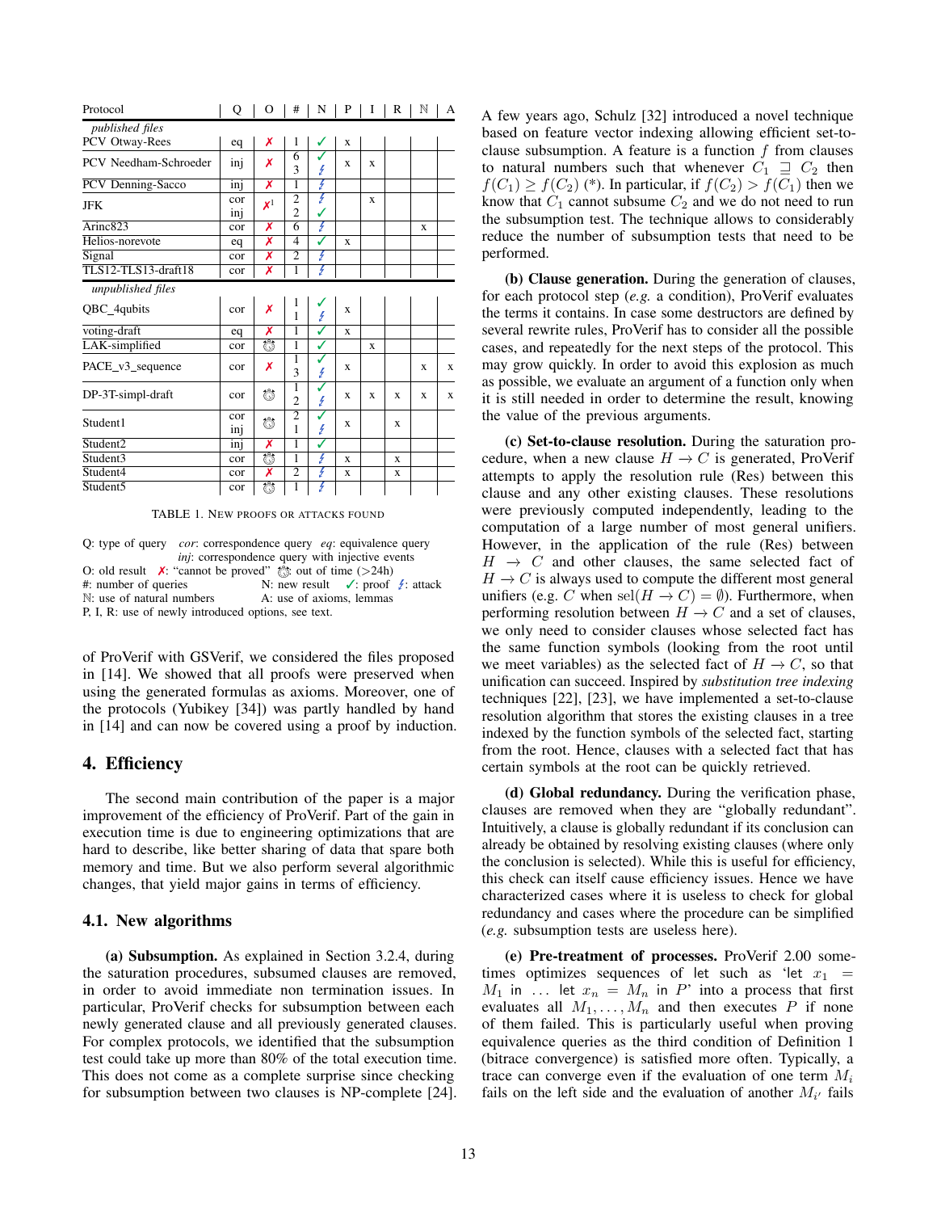| Protocol | Q | O | # | N | P | I | R | ℕ | A |
|---|---|---|---|---|---|---|---|---|---|
| *published files* | | | | | | | | | |
| PCV Otway-Rees | eq | ✗ | 1 | ✓ | x | | | | |
| PCV Needham-Schroeder | inj | ✗ | 6<br>3 | ✓<br>↯ | x | x | | | |
| PCV Denning-Sacco | inj | ✗ | 1 | ↯ | | | | | |
| JFK | cor<br>inj | ✗[1] | 2<br>2 | ↯<br>✓ | | x | | | |
| Arinc823 | cor | ✗ | 6 | ↯ | | | | x | |
| Helios-norevote | eq | ✗ | 4 | ✓ | x | | | | |
| Signal | cor | ✗ | 2 | ↯ | | | | | |
| TLS12-TLS13-draft18 | cor | ✗ | 1 | ↯ | | | | | |
| *unpublished files* | | | | | | | | | |
| QBC_4qubits | cor | ✗ | 1<br>1 | ✓<br>↯ | x | | | | |
| voting-draft | eq | ✗ | 1 | ✓ | x | | | | |
| LAK-simplified | cor | ⏰ | 1 | ✓ | | x | | | |
| PACE_v3_sequence | cor | ✗ | 1<br>3 | ✓<br>↯ | x | | | x | x |
| DP-3T-simpl-draft | cor | ⏰ | 1<br>2 | ✓<br>↯ | x | x | x | x | x |
| Student1 | cor<br>inj | ⏰ | 2<br>1 | ✓<br>↯ | x | | x | | |
| Student2 | inj | ✗ | 1 | ✓ | | | | | |
| Student3 | cor | ⏰ | 1 | ↯ | x | | x | | |
| Student4 | cor | ✗ | 2 | ↯ | x | | x | | |
| Student5 | cor | ⏰ | 1 | ↯ | | | | | |

TABLE 1. NEW PROOFS OR ATTACKS FOUND

Q: type of query *cor*: correspondence query *eq*: equivalence query
*inj*: correspondence query with injective events
O: old result ✗: "cannot be proved" ⏰: out of time (>24h)
#: number of queries N: new result ✓: proof ↯: attack
ℕ: use of natural numbers A: use of axioms, lemmas
P, I, R: use of newly introduced options, see text.

of ProVerif with GSVerif, we considered the files proposed in [14]. We showed that all proofs were preserved when using the generated formulas as axioms. Moreover, one of the protocols (Yubikey [34]) was partly handled by hand in [14] and can now be covered using a proof by induction.

## 4. Efficiency

The second main contribution of the paper is a major improvement of the efficiency of ProVerif. Part of the gain in execution time is due to engineering optimizations that are hard to describe, like better sharing of data that spare both memory and time. But we also perform several algorithmic changes, that yield major gains in terms of efficiency.

### 4.1. New algorithms

**(a) Subsumption.** As explained in Section 3.2.4, during the saturation procedures, subsumed clauses are removed, in order to avoid immediate non termination issues. In particular, ProVerif checks for subsumption between each newly generated clause and all previously generated clauses. For complex protocols, we identified that the subsumption test could take up more than 80% of the total execution time. This does not come as a complete surprise since checking for subsumption between two clauses is NP-complete [24].

A few years ago, Schulz [32] introduced a novel technique based on feature vector indexing allowing efficient set-to-clause subsumption. A feature is a function $f$ from clauses to natural numbers such that whenever $C_1 \sqsupseteq C_2$ then $f(C_1) \geq f(C_2)$ (*). In particular, if $f(C_2) > f(C_1)$ then we know that $C_1$ cannot subsume $C_2$ and we do not need to run the subsumption test. The technique allows to considerably reduce the number of subsumption tests that need to be performed.

**(b) Clause generation.** During the generation of clauses, for each protocol step (*e.g.* a condition), ProVerif evaluates the terms it contains. In case some destructors are defined by several rewrite rules, ProVerif has to consider all the possible cases, and repeatedly for the next steps of the protocol. This may grow quickly. In order to avoid this explosion as much as possible, we evaluate an argument of a function only when it is still needed in order to determine the result, knowing the value of the previous arguments.

**(c) Set-to-clause resolution.** During the saturation procedure, when a new clause $H \to C$ is generated, ProVerif attempts to apply the resolution rule (Res) between this clause and any other existing clauses. These resolutions were previously computed independently, leading to the computation of a large number of most general unifiers. However, in the application of the rule (Res) between $H \to C$ and other clauses, the same selected fact of $H \to C$ is always used to compute the different most general unifiers (e.g. $C$ when $\mathrm{sel}(H \to C) = \emptyset$). Furthermore, when performing resolution between $H \to C$ and a set of clauses, we only need to consider clauses whose selected fact has the same function symbols (looking from the root until we meet variables) as the selected fact of $H \to C$, so that unification can succeed. Inspired by *substitution tree indexing* techniques [22], [23], we have implemented a set-to-clause resolution algorithm that stores the existing clauses in a tree indexed by the function symbols of the selected fact, starting from the root. Hence, clauses with a selected fact that has certain symbols at the root can be quickly retrieved.

**(d) Global redundancy.** During the verification phase, clauses are removed when they are "globally redundant". Intuitively, a clause is globally redundant if its conclusion can already be obtained by resolving existing clauses (where only the conclusion is selected). While this is useful for efficiency, this check can itself cause efficiency issues. Hence we have characterized cases where it is useless to check for global redundancy and cases where the procedure can be simplified (*e.g.* subsumption tests are useless here).

**(e) Pre-treatment of processes.** ProVerif 2.00 sometimes optimizes sequences of let such as 'let $x_1 = M_1$ in ... let $x_n = M_n$ in $P$' into a process that first evaluates all $M_1, \dots, M_n$ and then executes $P$ if none of them failed. This is particularly useful when proving equivalence queries as the third condition of Definition 1 (bitrace convergence) is satisfied more often. Typically, a trace can converge even if the evaluation of one term $M_i$ fails on the left side and the evaluation of another $M_{i'}$ fails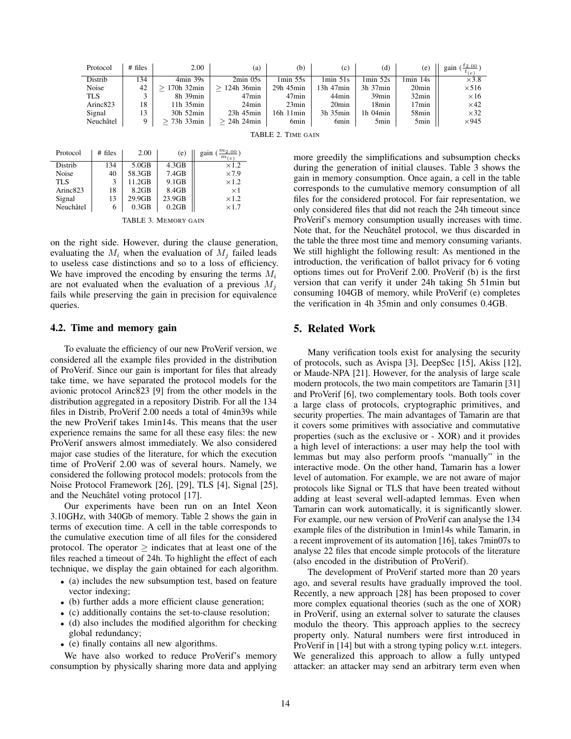| Protocol | # files | 2.00 | (a) | (b) | (c) | (d) | (e) | gain ($\frac{t_{2.00}}{t_{(e)}}$) |
|---|---|---|---|---|---|---|---|---|
| Distrib | 134 | 4min 39s | 2min 05s | 1min 55s | 1min 51s | 1min 52s | 1min 14s | ×3.8 |
| Noise | 42 | ≥ 170h 32min | ≥ 124h 36min | 29h 45min | 13h 47min | 3h 37min | 20min | ×516 |
| TLS | 3 | 8h 39min | 47min | 47min | 44min | 39min | 32min | ×16 |
| Arinc823 | 18 | 11h 35min | 24min | 23min | 20min | 18min | 17min | ×42 |
| Signal | 13 | 30h 52min | 23h 45min | 16h 11min | 3h 35min | 1h 04min | 58min | ×32 |
| Neuchâtel | 9 | ≥ 73h 33min | ≥ 24h 24min | 6min | 6min | 5min | 5min | ×945 |

TABLE 2. TIME GAIN

| Protocol | # files | 2.00 | (e) | gain ($\frac{m_{2.00}}{m_{(e)}}$) |
|---|---|---|---|---|
| Distrib | 134 | 5.0GB | 4.3GB | ×1.2 |
| Noise | 40 | 58.3GB | 7.4GB | ×7.9 |
| TLS | 3 | 11.2GB | 9.1GB | ×1.2 |
| Arinc823 | 18 | 8.2GB | 8.4GB | ×1 |
| Signal | 13 | 29.9GB | 23.9GB | ×1.2 |
| Neuchâtel | 6 | 0.3GB | 0.2GB | ×1.7 |

TABLE 3. MEMORY GAIN

on the right side. However, during the clause generation, evaluating the $M_i$ when the evaluation of $M_j$ failed leads to useless case distinctions and so to a loss of efficiency. We have improved the encoding by ensuring the terms $M_i$ are not evaluated when the evaluation of a previous $M_j$ fails while preserving the gain in precision for equivalence queries.

### 4.2. Time and memory gain

To evaluate the efficiency of our new ProVerif version, we considered all the example files provided in the distribution of ProVerif. Since our gain is important for files that already take time, we have separated the protocol models for the avionic protocol Arinc823 [9] from the other models in the distribution aggregated in a repository Distrib. For all the 134 files in Distrib, ProVerif 2.00 needs a total of 4min39s while the new ProVerif takes 1min14s. This means that the user experience remains the same for all these easy files: the new ProVerif answers almost immediately. We also considered major case studies of the literature, for which the execution time of ProVerif 2.00 was of several hours. Namely, we considered the following protocol models: protocols from the Noise Protocol Framework [26], [29], TLS [4], Signal [25], and the Neuchâtel voting protocol [17].

Our experiments have been run on an Intel Xeon 3.10GHz, with 340Gb of memory. Table 2 shows the gain in terms of execution time. A cell in the table corresponds to the cumulative execution time of all files for the considered protocol. The operator ≥ indicates that at least one of the files reached a timeout of 24h. To highlight the effect of each technique, we display the gain obtained for each algorithm.

- (a) includes the new subsumption test, based on feature vector indexing;
- (b) further adds a more efficient clause generation;
- (c) additionally contains the set-to-clause resolution;
- (d) also includes the modified algorithm for checking global redundancy;
- (e) finally contains all new algorithms.

We have also worked to reduce ProVerif's memory consumption by physically sharing more data and applying more greedily the simplifications and subsumption checks during the generation of initial clauses. Table 3 shows the gain in memory consumption. Once again, a cell in the table corresponds to the cumulative memory consumption of all files for the considered protocol. For fair representation, we only considered files that did not reach the 24h timeout since ProVerif's memory consumption usually increases with time. Note that, for the Neuchâtel protocol, we thus discarded in the table the three most time and memory consuming variants. We still highlight the following result: As mentioned in the introduction, the verification of ballot privacy for 6 voting options times out for ProVerif 2.00. ProVerif (b) is the first version that can verify it under 24h taking 5h 51min but consuming 104GB of memory, while ProVerif (e) completes the verification in 4h 35min and only consumes 0.4GB.

## 5. Related Work

Many verification tools exist for analysing the security of protocols, such as Avispa [3], DeepSec [15], Akiss [12], or Maude-NPA [21]. However, for the analysis of large scale modern protocols, the two main competitors are Tamarin [31] and ProVerif [6], two complementary tools. Both tools cover a large class of protocols, cryptographic primitives, and security properties. The main advantages of Tamarin are that it covers some primitives with associative and commutative properties (such as the exclusive or - XOR) and it provides a high level of interactions: a user may help the tool with lemmas but may also perform proofs "manually" in the interactive mode. On the other hand, Tamarin has a lower level of automation. For example, we are not aware of major protocols like Signal or TLS that have been treated without adding at least several well-adapted lemmas. Even when Tamarin can work automatically, it is significantly slower. For example, our new version of ProVerif can analyse the 134 example files of the distribution in 1min14s while Tamarin, in a recent improvement of its automation [16], takes 7min07s to analyse 22 files that encode simple protocols of the literature (also encoded in the distribution of ProVerif).

The development of ProVerif started more than 20 years ago, and several results have gradually improved the tool. Recently, a new approach [28] has been proposed to cover more complex equational theories (such as the one of XOR) in ProVerif, using an external solver to saturate the clauses modulo the theory. This approach applies to the secrecy property only. Natural numbers were first introduced in ProVerif in [14] but with a strong typing policy w.r.t. integers. We generalized this approach to allow a fully untyped attacker: an attacker may send an arbitrary term even when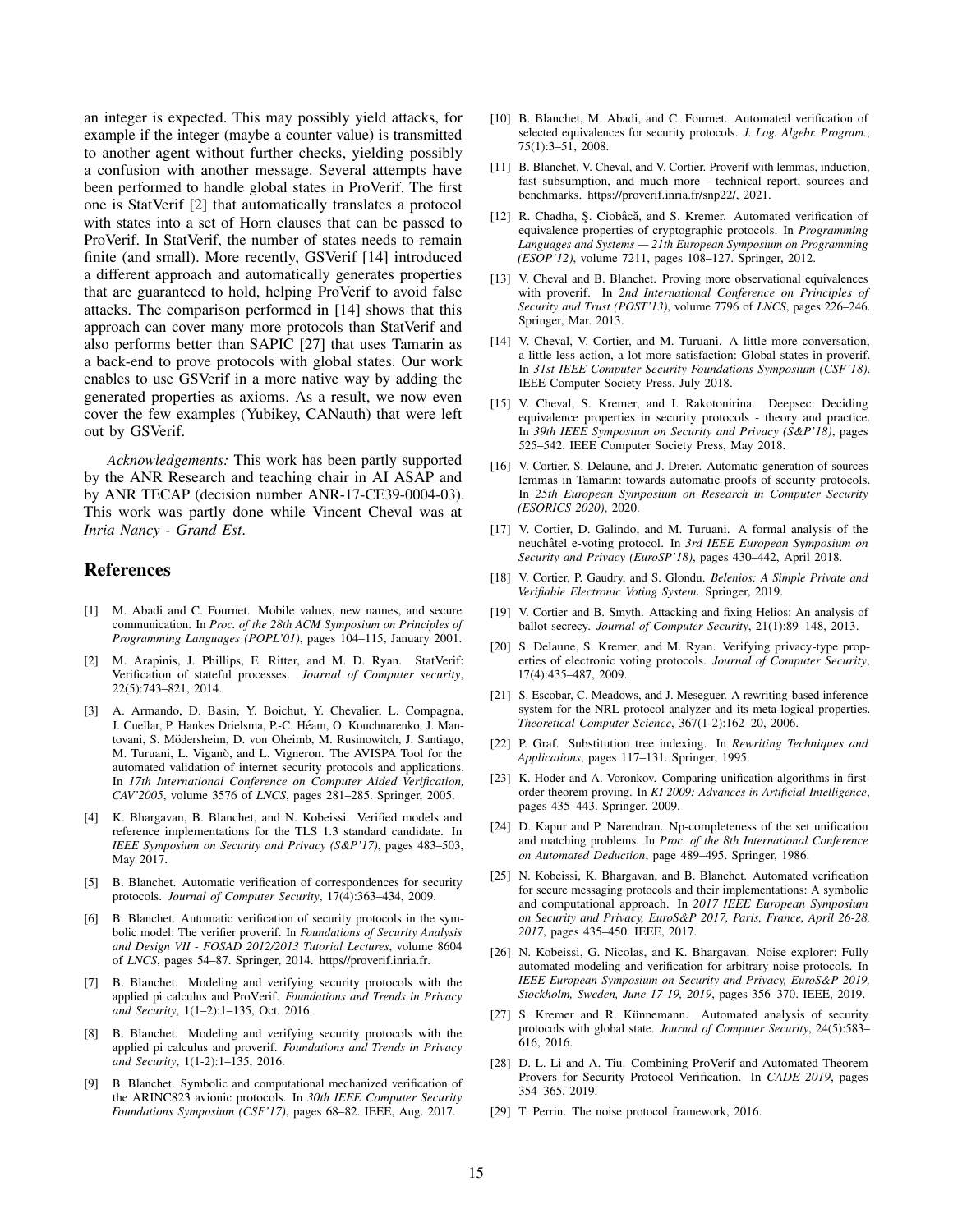an integer is expected. This may possibly yield attacks, for example if the integer (maybe a counter value) is transmitted to another agent without further checks, yielding possibly a confusion with another message. Several attempts have been performed to handle global states in ProVerif. The first one is StatVerif [2] that automatically translates a protocol with states into a set of Horn clauses that can be passed to ProVerif. In StatVerif, the number of states needs to remain finite (and small). More recently, GSVerif [14] introduced a different approach and automatically generates properties that are guaranteed to hold, helping ProVerif to avoid false attacks. The comparison performed in [14] shows that this approach can cover many more protocols than StatVerif and also performs better than SAPIC [27] that uses Tamarin as a back-end to prove protocols with global states. Our work enables to use GSVerif in a more native way by adding the generated properties as axioms. As a result, we now even cover the few examples (Yubikey, CANauth) that were left out by GSVerif.

*Acknowledgements:* This work has been partly supported by the ANR Research and teaching chair in AI ASAP and by ANR TECAP (decision number ANR-17-CE39-0004-03). This work was partly done while Vincent Cheval was at *Inria Nancy - Grand Est*.

# References

[1] M. Abadi and C. Fournet. Mobile values, new names, and secure communication. In *Proc. of the 28th ACM Symposium on Principles of Programming Languages (POPL'01)*, pages 104–115, January 2001.

[2] M. Arapinis, J. Phillips, E. Ritter, and M. D. Ryan. StatVerif: Verification of stateful processes. *Journal of Computer security*, 22(5):743–821, 2014.

[3] A. Armando, D. Basin, Y. Boichut, Y. Chevalier, L. Compagna, J. Cuellar, P. Hankes Drielsma, P.-C. Héam, O. Kouchnarenko, J. Mantovani, S. Mödersheim, D. von Oheimb, M. Rusinowitch, J. Santiago, M. Turuani, L. Viganò, and L. Vigneron. The AVISPA Tool for the automated validation of internet security protocols and applications. In *17th International Conference on Computer Aided Verification, CAV'2005*, volume 3576 of *LNCS*, pages 281–285. Springer, 2005.

[4] K. Bhargavan, B. Blanchet, and N. Kobeissi. Verified models and reference implementations for the TLS 1.3 standard candidate. In *IEEE Symposium on Security and Privacy (S&P'17)*, pages 483–503, May 2017.

[5] B. Blanchet. Automatic verification of correspondences for security protocols. *Journal of Computer Security*, 17(4):363–434, 2009.

[6] B. Blanchet. Automatic verification of security protocols in the symbolic model: The verifier proverif. In *Foundations of Security Analysis and Design VII - FOSAD 2012/2013 Tutorial Lectures*, volume 8604 of *LNCS*, pages 54–87. Springer, 2014. https//proverif.inria.fr.

[7] B. Blanchet. Modeling and verifying security protocols with the applied pi calculus and ProVerif. *Foundations and Trends in Privacy and Security*, 1(1–2):1–135, Oct. 2016.

[8] B. Blanchet. Modeling and verifying security protocols with the applied pi calculus and proverif. *Foundations and Trends in Privacy and Security*, 1(1-2):1–135, 2016.

[9] B. Blanchet. Symbolic and computational mechanized verification of the ARINC823 avionic protocols. In *30th IEEE Computer Security Foundations Symposium (CSF'17)*, pages 68–82. IEEE, Aug. 2017.

[10] B. Blanchet, M. Abadi, and C. Fournet. Automated verification of selected equivalences for security protocols. *J. Log. Algebr. Program.*, 75(1):3–51, 2008.

[11] B. Blanchet, V. Cheval, and V. Cortier. Proverif with lemmas, induction, fast subsumption, and much more - technical report, sources and benchmarks. https://proverif.inria.fr/snp22/, 2021.

[12] R. Chadha, Ş. Ciobâcă, and S. Kremer. Automated verification of equivalence properties of cryptographic protocols. In *Programming Languages and Systems — 21th European Symposium on Programming (ESOP'12)*, volume 7211, pages 108–127. Springer, 2012.

[13] V. Cheval and B. Blanchet. Proving more observational equivalences with proverif. In *2nd International Conference on Principles of Security and Trust (POST'13)*, volume 7796 of *LNCS*, pages 226–246. Springer, Mar. 2013.

[14] V. Cheval, V. Cortier, and M. Turuani. A little more conversation, a little less action, a lot more satisfaction: Global states in proverif. In *31st IEEE Computer Security Foundations Symposium (CSF'18)*. IEEE Computer Society Press, July 2018.

[15] V. Cheval, S. Kremer, and I. Rakotonirina. Deepsec: Deciding equivalence properties in security protocols - theory and practice. In *39th IEEE Symposium on Security and Privacy (S&P'18)*, pages 525–542. IEEE Computer Society Press, May 2018.

[16] V. Cortier, S. Delaune, and J. Dreier. Automatic generation of sources lemmas in Tamarin: towards automatic proofs of security protocols. In *25th European Symposium on Research in Computer Security (ESORICS 2020)*, 2020.

[17] V. Cortier, D. Galindo, and M. Turuani. A formal analysis of the neuchâtel e-voting protocol. In *3rd IEEE European Symposium on Security and Privacy (EuroSP'18)*, pages 430–442, April 2018.

[18] V. Cortier, P. Gaudry, and S. Glondu. *Belenios: A Simple Private and Verifiable Electronic Voting System*. Springer, 2019.

[19] V. Cortier and B. Smyth. Attacking and fixing Helios: An analysis of ballot secrecy. *Journal of Computer Security*, 21(1):89–148, 2013.

[20] S. Delaune, S. Kremer, and M. Ryan. Verifying privacy-type properties of electronic voting protocols. *Journal of Computer Security*, 17(4):435–487, 2009.

[21] S. Escobar, C. Meadows, and J. Meseguer. A rewriting-based inference system for the NRL protocol analyzer and its meta-logical properties. *Theoretical Computer Science*, 367(1-2):162–20, 2006.

[22] P. Graf. Substitution tree indexing. In *Rewriting Techniques and Applications*, pages 117–131. Springer, 1995.

[23] K. Hoder and A. Voronkov. Comparing unification algorithms in first-order theorem proving. In *KI 2009: Advances in Artificial Intelligence*, pages 435–443. Springer, 2009.

[24] D. Kapur and P. Narendran. Np-completeness of the set unification and matching problems. In *Proc. of the 8th International Conference on Automated Deduction*, page 489–495. Springer, 1986.

[25] N. Kobeissi, K. Bhargavan, and B. Blanchet. Automated verification for secure messaging protocols and their implementations: A symbolic and computational approach. In *2017 IEEE European Symposium on Security and Privacy, EuroS&P 2017, Paris, France, April 26-28, 2017*, pages 435–450. IEEE, 2017.

[26] N. Kobeissi, G. Nicolas, and K. Bhargavan. Noise explorer: Fully automated modeling and verification for arbitrary noise protocols. In *IEEE European Symposium on Security and Privacy, EuroS&P 2019, Stockholm, Sweden, June 17-19, 2019*, pages 356–370. IEEE, 2019.

[27] S. Kremer and R. Künnemann. Automated analysis of security protocols with global state. *Journal of Computer Security*, 24(5):583–616, 2016.

[28] D. L. Li and A. Tiu. Combining ProVerif and Automated Theorem Provers for Security Protocol Verification. In *CADE 2019*, pages 354–365, 2019.

[29] T. Perrin. The noise protocol framework, 2016.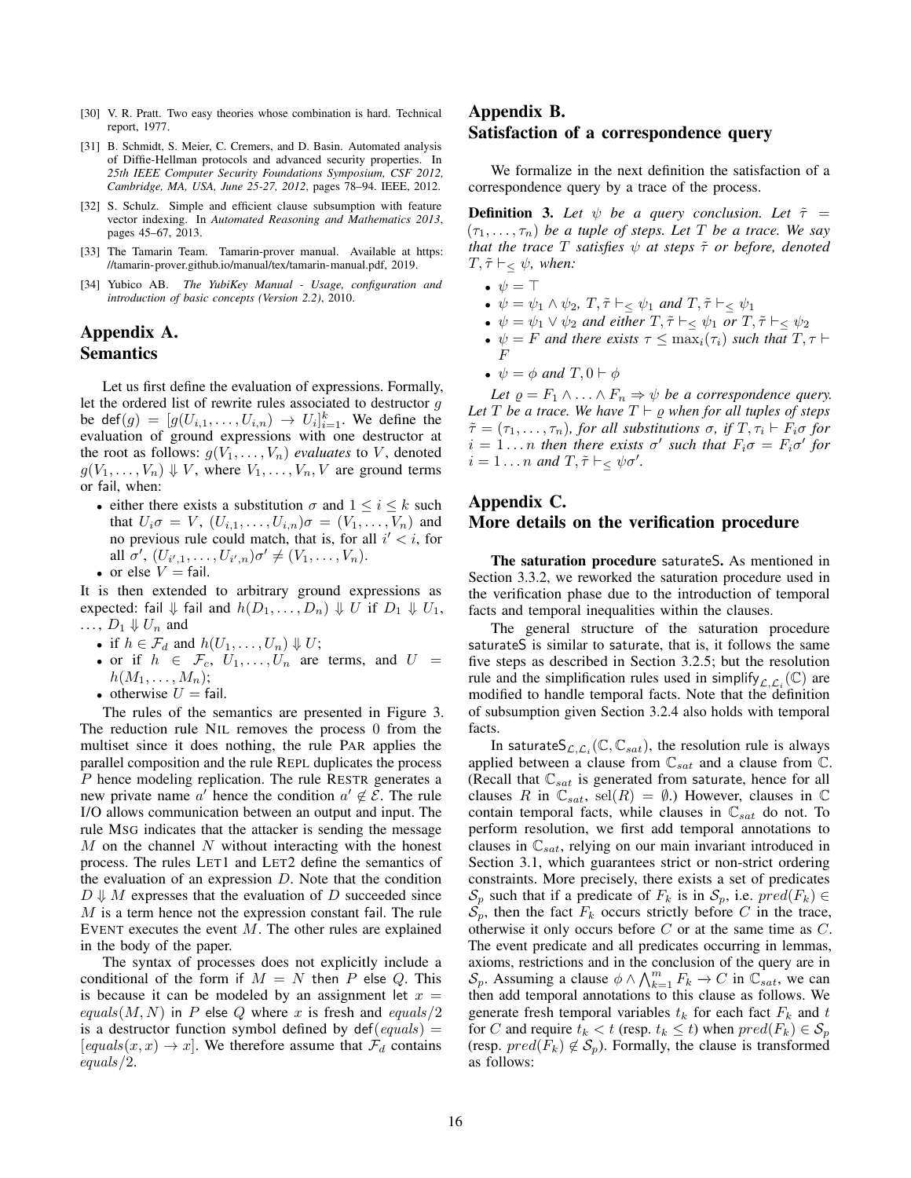[30] V. R. Pratt. Two easy theories whose combination is hard. Technical report, 1977.

[31] B. Schmidt, S. Meier, C. Cremers, and D. Basin. Automated analysis of Diffie-Hellman protocols and advanced security properties. In *25th IEEE Computer Security Foundations Symposium, CSF 2012, Cambridge, MA, USA, June 25-27, 2012*, pages 78–94. IEEE, 2012.

[32] S. Schulz. Simple and efficient clause subsumption with feature vector indexing. In *Automated Reasoning and Mathematics 2013*, pages 45–67, 2013.

[33] The Tamarin Team. Tamarin-prover manual. Available at https://tamarin-prover.github.io/manual/tex/tamarin-manual.pdf, 2019.

[34] Yubico AB. *The YubiKey Manual - Usage, configuration and introduction of basic concepts (Version 2.2)*, 2010.

## Appendix A. Semantics

Let us first define the evaluation of expressions. Formally, let the ordered list of rewrite rules associated to destructor $g$ be $\mathsf{def}(g) = [g(U_{i,1}, \ldots, U_{i,n}) \to U_i]_{i=1}^k$. We define the evaluation of ground expressions with one destructor at the root as follows: $g(V_1, \ldots, V_n)$ *evaluates* to $V$, denoted $g(V_1, \ldots, V_n) \Downarrow V$, where $V_1, \ldots, V_n, V$ are ground terms or fail, when:

- either there exists a substitution $\sigma$ and $1 \leq i \leq k$ such that $U_i\sigma = V$, $(U_{i,1}, \ldots, U_{i,n})\sigma = (V_1, \ldots, V_n)$ and no previous rule could match, that is, for all $i' < i$, for all $\sigma'$, $(U_{i',1}, \ldots, U_{i',n})\sigma' \neq (V_1, \ldots, V_n)$.
- or else $V = \mathsf{fail}$.

It is then extended to arbitrary ground expressions as expected: $\mathsf{fail} \Downarrow \mathsf{fail}$ and $h(D_1, \ldots, D_n) \Downarrow U$ if $D_1 \Downarrow U_1$, $\ldots$, $D_1 \Downarrow U_n$ and

- if $h \in \mathcal{F}_d$ and $h(U_1, \ldots, U_n) \Downarrow U$;
- or if $h \in \mathcal{F}_c$, $U_1, \ldots, U_n$ are terms, and $U = h(M_1, \ldots, M_n)$;
- otherwise $U = \mathsf{fail}$.

The rules of the semantics are presented in Figure 3. The reduction rule NIL removes the process 0 from the multiset since it does nothing, the rule PAR applies the parallel composition and the rule REPL duplicates the process $P$ hence modeling replication. The rule RESTR generates a new private name $a'$ hence the condition $a' \notin \mathcal{E}$. The rule I/O allows communication between an output and input. The rule MSG indicates that the attacker is sending the message $M$ on the channel $N$ without interacting with the honest process. The rules LET1 and LET2 define the semantics of the evaluation of an expression $D$. Note that the condition $D \Downarrow M$ expresses that the evaluation of $D$ succeeded since $M$ is a term hence not the expression constant fail. The rule EVENT executes the event $M$. The other rules are explained in the body of the paper.

The syntax of processes does not explicitly include a conditional of the form if $M = N$ then $P$ else $Q$. This is because it can be modeled by an assignment let $x = equals(M, N)$ in $P$ else $Q$ where $x$ is fresh and $equals/2$ is a destructor function symbol defined by $\mathsf{def}(equals) = [equals(x, x) \to x]$. We therefore assume that $\mathcal{F}_d$ contains $equals/2$.

## Appendix B. Satisfaction of a correspondence query

We formalize in the next definition the satisfaction of a correspondence query by a trace of the process.

**Definition 3.** *Let $\psi$ be a query conclusion. Let $\tilde{\tau} = (\tau_1, \ldots, \tau_n)$ be a tuple of steps. Let $T$ be a trace. We say that the trace $T$ satisfies $\psi$ at steps $\tilde{\tau}$ or before, denoted $T, \tilde{\tau} \vdash_{\leq} \psi$, when:*

- $\psi = \top$
- $\psi = \psi_1 \wedge \psi_2$, $T, \tilde{\tau} \vdash_{\leq} \psi_1$ *and* $T, \tilde{\tau} \vdash_{\leq} \psi_1$
- $\psi = \psi_1 \vee \psi_2$ *and either* $T, \tilde{\tau} \vdash_{\leq} \psi_1$ *or* $T, \tilde{\tau} \vdash_{\leq} \psi_2$
- $\psi = F$ *and there exists* $\tau \leq \max_i(\tau_i)$ *such that* $T, \tau \vdash F$
- $\psi = \phi$ *and* $T, 0 \vdash \phi$

*Let $\varrho = F_1 \wedge \ldots \wedge F_n \Rightarrow \psi$ be a correspondence query. Let $T$ be a trace. We have $T \vdash \varrho$ when for all tuples of steps $\tilde{\tau} = (\tau_1, \ldots, \tau_n)$, for all substitutions $\sigma$, if $T, \tau_i \vdash F_i\sigma$ for $i = 1 \ldots n$ then there exists $\sigma'$ such that $F_i\sigma = F_i\sigma'$ for $i = 1 \ldots n$ and $T, \tilde{\tau} \vdash_{\leq} \psi\sigma'$.*

## Appendix C. More details on the verification procedure

**The saturation procedure** saturateS. As mentioned in Section 3.3.2, we reworked the saturation procedure used in the verification phase due to the introduction of temporal facts and temporal inequalities within the clauses.

The general structure of the saturation procedure saturateS is similar to saturate, that is, it follows the same five steps as described in Section 3.2.5; but the resolution rule and the simplification rules used in $\mathsf{simplify}_{\mathcal{L},\mathcal{L}_i}(\mathbb{C})$ are modified to handle temporal facts. Note that the definition of subsumption given Section 3.2.4 also holds with temporal facts.

In $\mathsf{saturateS}_{\mathcal{L},\mathcal{L}_i}(\mathbb{C}, \mathbb{C}_{sat})$, the resolution rule is always applied between a clause from $\mathbb{C}_{sat}$ and a clause from $\mathbb{C}$. (Recall that $\mathbb{C}_{sat}$ is generated from saturate, hence for all clauses $R$ in $\mathbb{C}_{sat}$, $\mathrm{sel}(R) = \emptyset$.) However, clauses in $\mathbb{C}$ contain temporal facts, while clauses in $\mathbb{C}_{sat}$ do not. To perform resolution, we first add temporal annotations to clauses in $\mathbb{C}_{sat}$, relying on our main invariant introduced in Section 3.1, which guarantees strict or non-strict ordering constraints. More precisely, there exists a set of predicates $\mathcal{S}_p$ such that if a predicate of $F_k$ is in $\mathcal{S}_p$, i.e. $pred(F_k) \in \mathcal{S}_p$, then the fact $F_k$ occurs strictly before $C$ in the trace, otherwise it only occurs before $C$ or at the same time as $C$. The event predicate and all predicates occurring in lemmas, axioms, restrictions and in the conclusion of the query are in $\mathcal{S}_p$. Assuming a clause $\phi \wedge \bigwedge_{k=1}^m F_k \to C$ in $\mathbb{C}_{sat}$, we can then add temporal annotations to this clause as follows. We generate fresh temporal variables $t_k$ for each fact $F_k$ and $t$ for $C$ and require $t_k < t$ (resp. $t_k \leq t$) when $pred(F_k) \in \mathcal{S}_p$ (resp. $pred(F_k) \notin \mathcal{S}_p$). Formally, the clause is transformed as follows: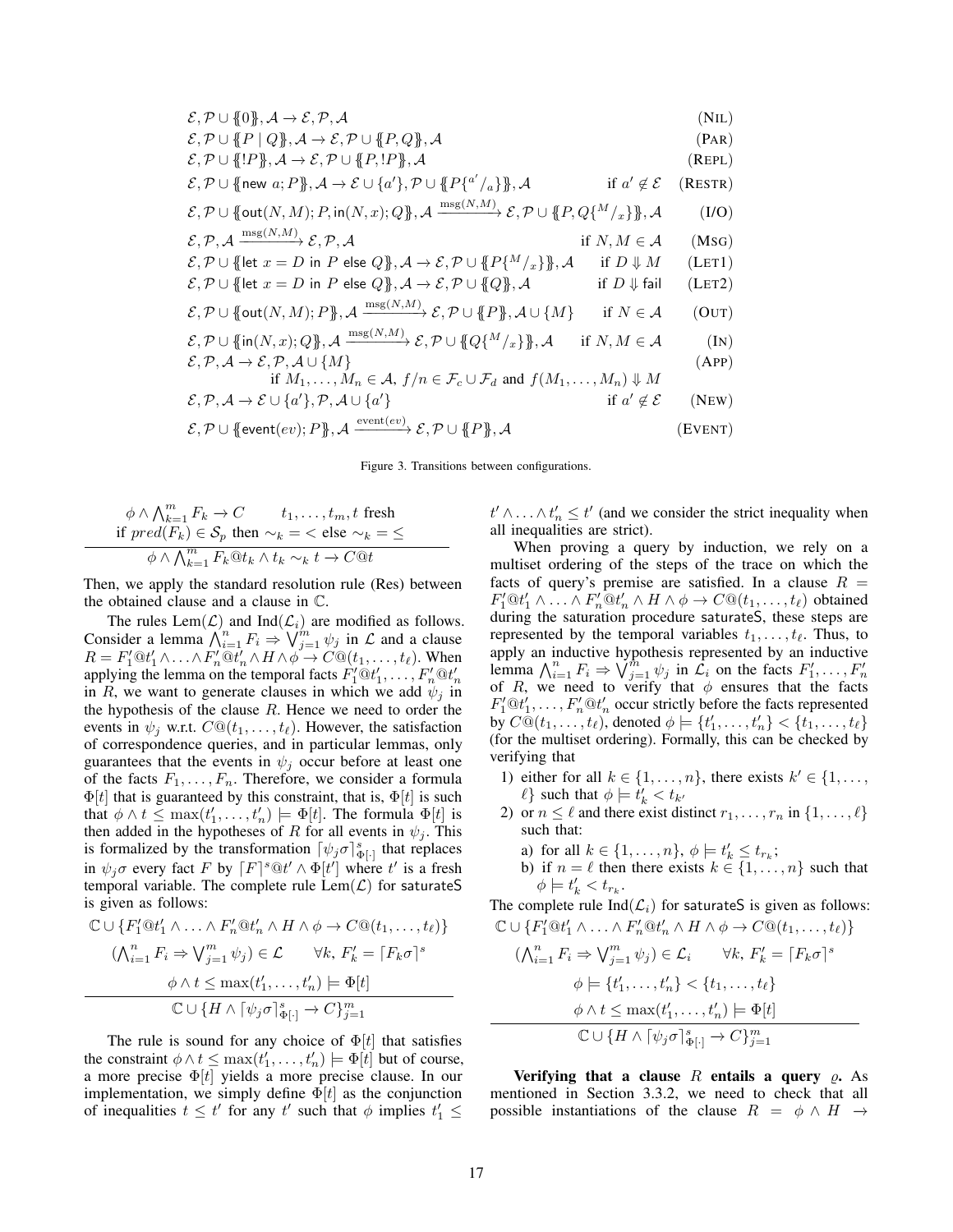$$
\begin{array}{lr}
\mathcal{E}, \mathcal{P} \cup \{\!\!\{0\}\!\!\}, \mathcal{A} \rightarrow \mathcal{E}, \mathcal{P}, \mathcal{A} & (\textsc{Nil}) \\
\mathcal{E}, \mathcal{P} \cup \{\!\!\{P \mid Q\}\!\!\}, \mathcal{A} \rightarrow \mathcal{E}, \mathcal{P} \cup \{\!\!\{P, Q\}\!\!\}, \mathcal{A} & (\textsc{Par}) \\
\mathcal{E}, \mathcal{P} \cup \{\!\!\{!P\}\!\!\}, \mathcal{A} \rightarrow \mathcal{E}, \mathcal{P} \cup \{\!\!\{P, !P\}\!\!\}, \mathcal{A} & (\textsc{Repl}) \\
\mathcal{E}, \mathcal{P} \cup \{\!\!\{\mathsf{new}\ a; P\}\!\!\}, \mathcal{A} \rightarrow \mathcal{E} \cup \{a'\}, \mathcal{P} \cup \{\!\!\{P\{^{a'}/_{a}\}\}\!\!\}, \mathcal{A} \qquad \text{if } a' \notin \mathcal{E} & (\textsc{Restr}) \\
\mathcal{E}, \mathcal{P} \cup \{\!\!\{\mathsf{out}(N, M); P, \mathsf{in}(N, x); Q\}\!\!\}, \mathcal{A} \xrightarrow{\mathrm{msg}(N,M)} \mathcal{E}, \mathcal{P} \cup \{\!\!\{P, Q\{^{M}/_{x}\}\}\!\!\}, \mathcal{A} & (\textsc{I/O}) \\
\mathcal{E}, \mathcal{P}, \mathcal{A} \xrightarrow{\mathrm{msg}(N,M)} \mathcal{E}, \mathcal{P}, \mathcal{A} \qquad \text{if } N, M \in \mathcal{A} & (\textsc{Msg}) \\
\mathcal{E}, \mathcal{P} \cup \{\!\!\{\mathsf{let}\ x = D\ \mathsf{in}\ P\ \mathsf{else}\ Q\}\!\!\}, \mathcal{A} \rightarrow \mathcal{E}, \mathcal{P} \cup \{\!\!\{P\{^{M}/_{x}\}\}\!\!\}, \mathcal{A} \qquad \text{if } D \Downarrow M & (\textsc{Let1}) \\
\mathcal{E}, \mathcal{P} \cup \{\!\!\{\mathsf{let}\ x = D\ \mathsf{in}\ P\ \mathsf{else}\ Q\}\!\!\}, \mathcal{A} \rightarrow \mathcal{E}, \mathcal{P} \cup \{\!\!\{Q\}\!\!\}, \mathcal{A} \qquad \text{if } D \Downarrow \mathsf{fail} & (\textsc{Let2}) \\
\mathcal{E}, \mathcal{P} \cup \{\!\!\{\mathsf{out}(N, M); P\}\!\!\}, \mathcal{A} \xrightarrow{\mathrm{msg}(N,M)} \mathcal{E}, \mathcal{P} \cup \{\!\!\{P\}\!\!\}, \mathcal{A} \cup \{M\} \qquad \text{if } N \in \mathcal{A} & (\textsc{Out}) \\
\mathcal{E}, \mathcal{P} \cup \{\!\!\{\mathsf{in}(N, x); Q\}\!\!\}, \mathcal{A} \xrightarrow{\mathrm{msg}(N,M)} \mathcal{E}, \mathcal{P} \cup \{\!\!\{Q\{^{M}/_{x}\}\}\!\!\}, \mathcal{A} \qquad \text{if } N, M \in \mathcal{A} & (\textsc{In}) \\
\mathcal{E}, \mathcal{P}, \mathcal{A} \rightarrow \mathcal{E}, \mathcal{P}, \mathcal{A} \cup \{M\} & (\textsc{App}) \\
\qquad \text{if } M_1, \ldots, M_n \in \mathcal{A},\ f/n \in \mathcal{F}_c \cup \mathcal{F}_d \text{ and } f(M_1, \ldots, M_n) \Downarrow M & \\
\mathcal{E}, \mathcal{P}, \mathcal{A} \rightarrow \mathcal{E} \cup \{a'\}, \mathcal{P}, \mathcal{A} \cup \{a'\} \qquad \text{if } a' \notin \mathcal{E} & (\textsc{New}) \\
\mathcal{E}, \mathcal{P} \cup \{\!\!\{\mathsf{event}(ev); P\}\!\!\}, \mathcal{A} \xrightarrow{\mathrm{event}(ev)} \mathcal{E}, \mathcal{P} \cup \{\!\!\{P\}\!\!\}, \mathcal{A} & (\textsc{Event})
\end{array}
$$

Figure 3. Transitions between configurations.

$$
\frac{\phi \wedge \bigwedge_{k=1}^{m} F_k \rightarrow C \qquad t_1, \ldots, t_m, t \text{ fresh} \qquad \text{if } pred(F_k) \in \mathcal{S}_p \text{ then } \sim_k \,=\, < \text{ else } \sim_k \,=\, \leq}{\phi \wedge \bigwedge_{k=1}^{m} F_k @ t_k \wedge t_k \sim_k t \rightarrow C @ t}
$$

Then, we apply the standard resolution rule (Res) between the obtained clause and a clause in $\mathbb{C}$.

The rules Lem($\mathcal{L}$) and Ind($\mathcal{L}_i$) are modified as follows. Consider a lemma $\bigwedge_{i=1}^{n} F_i \Rightarrow \bigvee_{j=1}^{m} \psi_j$ in $\mathcal{L}$ and a clause $R = F_1'@t_1' \wedge \ldots \wedge F_n'@t_n' \wedge H \wedge \phi \rightarrow C@(t_1, \ldots, t_\ell)$. When applying the lemma on the temporal facts $F_1'@t_1', \ldots, F_n'@t_n'$ in $R$, we want to generate clauses in which we add $\psi_j$ in the hypothesis of the clause $R$. Hence we need to order the events in $\psi_j$ w.r.t. $C@(t_1, \ldots, t_\ell)$. However, the satisfaction of correspondence queries, and in particular lemmas, only guarantees that the events in $\psi_j$ occur before at least one of the facts $F_1, \ldots, F_n$. Therefore, we consider a formula $\Phi[t]$ that is guaranteed by this constraint, that is, $\Phi[t]$ is such that $\phi \wedge t \leq \max(t_1', \ldots, t_n') \models \Phi[t]$. The formula $\Phi[t]$ is then added in the hypotheses of $R$ for all events in $\psi_j$. This is formalized by the transformation $\lceil \psi_j \sigma \rceil^s_{\Phi[\cdot]}$ that replaces in $\psi_j \sigma$ every fact $F$ by $\lceil F \rceil^s @t' \wedge \Phi[t']$ where $t'$ is a fresh temporal variable. The complete rule Lem($\mathcal{L}$) for saturateS is given as follows:

$$
\frac{\begin{array}{c}\mathbb{C} \cup \{F_1'@t_1' \wedge \ldots \wedge F_n'@t_n' \wedge H \wedge \phi \rightarrow C@(t_1, \ldots, t_\ell)\} \\ (\bigwedge_{i=1}^{n} F_i \Rightarrow \bigvee_{j=1}^{m} \psi_j) \in \mathcal{L} \qquad \forall k,\ F_k' = \lceil F_k \sigma \rceil^s \\ \phi \wedge t \leq \max(t_1', \ldots, t_n') \models \Phi[t]\end{array}}{\mathbb{C} \cup \{H \wedge \lceil \psi_j \sigma \rceil^s_{\Phi[\cdot]} \rightarrow C\}_{j=1}^{m}}
$$

The rule is sound for any choice of $\Phi[t]$ that satisfies the constraint $\phi \wedge t \leq \max(t_1', \ldots, t_n') \models \Phi[t]$ but of course, a more precise $\Phi[t]$ yields a more precise clause. In our implementation, we simply define $\Phi[t]$ as the conjunction of inequalities $t \leq t'$ for any $t'$ such that $\phi$ implies $t_1' \leq t' \wedge \ldots \wedge t_n' \leq t'$ (and we consider the strict inequality when all inequalities are strict).

When proving a query by induction, we rely on a multiset ordering of the steps of the trace on which the facts of query's premise are satisfied. In a clause $R = F_1'@t_1' \wedge \ldots \wedge F_n'@t_n' \wedge H \wedge \phi \rightarrow C@(t_1, \ldots, t_\ell)$ obtained during the saturation procedure saturateS, these steps are represented by the temporal variables $t_1, \ldots, t_\ell$. Thus, to apply an inductive hypothesis represented by an inductive lemma $\bigwedge_{i=1}^{n} F_i \Rightarrow \bigvee_{j=1}^{m} \psi_j$ in $\mathcal{L}_i$ on the facts $F_1', \ldots, F_n'$ of $R$, we need to verify that $\phi$ ensures that the facts $F_1'@t_1', \ldots, F_n'@t_n'$ occur strictly before the facts represented by $C@(t_1, \ldots, t_\ell)$, denoted $\phi \models \{t_1', \ldots, t_n'\} < \{t_1, \ldots, t_\ell\}$ (for the multiset ordering). Formally, this can be checked by verifying that

1) either for all $k \in \{1, \ldots, n\}$, there exists $k' \in \{1, \ldots, \ell\}$ such that $\phi \models t_k' < t_{k'}$
2) or $n \leq \ell$ and there exist distinct $r_1, \ldots, r_n$ in $\{1, \ldots, \ell\}$ such that:
   a) for all $k \in \{1, \ldots, n\}$, $\phi \models t_k' \leq t_{r_k}$;
   b) if $n = \ell$ then there exists $k \in \{1, \ldots, n\}$ such that $\phi \models t_k' < t_{r_k}$.

The complete rule Ind($\mathcal{L}_i$) for saturateS is given as follows:

$$
\frac{\begin{array}{c}\mathbb{C} \cup \{F_1'@t_1' \wedge \ldots \wedge F_n'@t_n' \wedge H \wedge \phi \rightarrow C@(t_1, \ldots, t_\ell)\} \\ (\bigwedge_{i=1}^{n} F_i \Rightarrow \bigvee_{j=1}^{m} \psi_j) \in \mathcal{L}_i \qquad \forall k,\ F_k' = \lceil F_k \sigma \rceil^s \\ \phi \models \{t_1', \ldots, t_n'\} < \{t_1, \ldots, t_\ell\} \\ \phi \wedge t \leq \max(t_1', \ldots, t_n') \models \Phi[t]\end{array}}{\mathbb{C} \cup \{H \wedge \lceil \psi_j \sigma \rceil^s_{\Phi[\cdot]} \rightarrow C\}_{j=1}^{m}}
$$

**Verifying that a clause $R$ entails a query $\varrho$.** As mentioned in Section 3.3.2, we need to check that all possible instantiations of the clause $R = \phi \wedge H \rightarrow$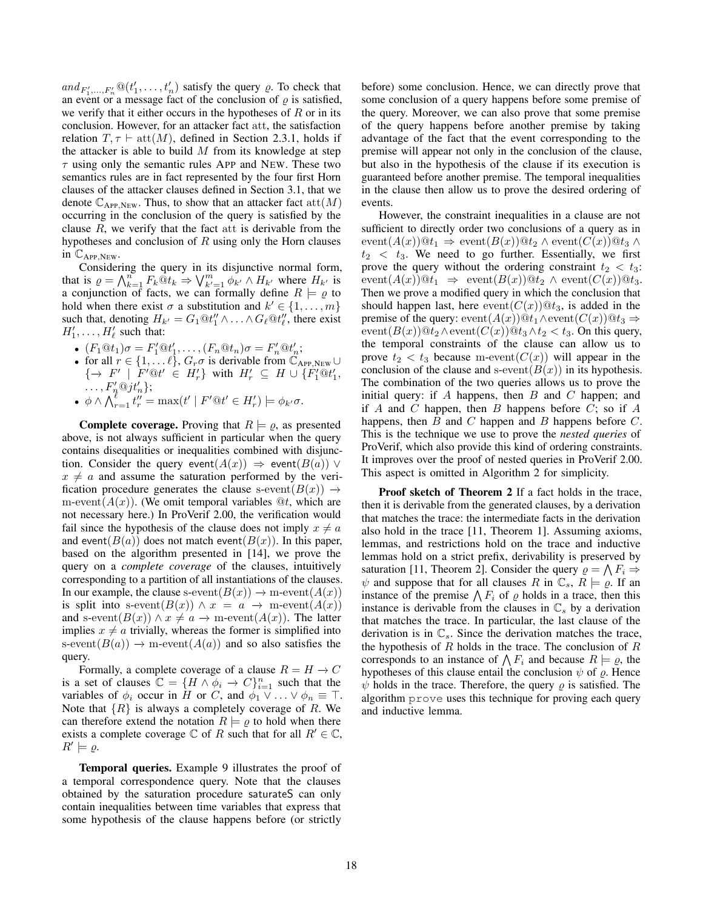$and_{F'_1,\ldots,F'_n}@(t'_1,\ldots,t'_n)$ satisfy the query $\varrho$. To check that an event or a message fact of the conclusion of $\varrho$ is satisfied, we verify that it either occurs in the hypotheses of $R$ or in its conclusion. However, for an attacker fact att, the satisfaction relation $T,\tau \vdash \mathrm{att}(M)$, defined in Section 2.3.1, holds if the attacker is able to build $M$ from its knowledge at step $\tau$ using only the semantic rules APP and NEW. These two semantics rules are in fact represented by the four first Horn clauses of the attacker clauses defined in Section 3.1, that we denote $\mathbb{C}_{\text{APP,NEW}}$. Thus, to show that an attacker fact $\mathrm{att}(M)$ occurring in the conclusion of the query is satisfied by the clause $R$, we verify that the fact att is derivable from the hypotheses and conclusion of $R$ using only the Horn clauses in $\mathbb{C}_{\text{APP,NEW}}$.

Considering the query in its disjunctive normal form, that is $\varrho = \bigwedge_{k=1}^{n} F_k@t_k \Rightarrow \bigvee_{k'=1}^{m} \phi_{k'} \wedge H_{k'}$ where $H_{k'}$ is a conjunction of facts, we can formally define $R \models \varrho$ to hold when there exist $\sigma$ a substitution and $k' \in \{1,\ldots,m\}$ such that, denoting $H_{k'} = G_1@t''_1 \wedge \ldots \wedge G_\ell@t''_\ell$, there exist $H'_1,\ldots,H'_\ell$ such that:

- $(F_1@t_1)\sigma = F'_1@t'_1,\ldots,(F_n@t_n)\sigma = F'_n@t'_n$;
- for all $r \in \{1,\ldots \ell\}$, $G_r\sigma$ is derivable from $\mathbb{C}_{\text{APP,NEW}} \cup \{\rightarrow F' \mid F'@t' \in H'_r\}$ with $H'_r \subseteq H \cup \{F'_1@t'_1,\ldots,F'_\eta@jt'_n\}$;
- $\phi \wedge \bigwedge_{r=1}^{\ell} t''_r = \max(t' \mid F'@t' \in H'_r) \models \phi_{k'}\sigma$.

**Complete coverage.** Proving that $R \models \varrho$, as presented above, is not always sufficient in particular when the query contains disequalities or inequalities combined with disjunction. Consider the query $\mathsf{event}(A(x)) \Rightarrow \mathsf{event}(B(a)) \vee x \neq a$ and assume the saturation performed by the verification procedure generates the clause $\text{s-event}(B(x)) \rightarrow \text{m-event}(A(x))$. (We omit temporal variables $@t$, which are not necessary here.) In ProVerif 2.00, the verification would fail since the hypothesis of the clause does not imply $x \neq a$ and $\mathsf{event}(B(a))$ does not match $\mathsf{event}(B(x))$. In this paper, based on the algorithm presented in [14], we prove the query on a *complete coverage* of the clauses, intuitively corresponding to a partition of all instantiations of the clauses. In our example, the clause $\text{s-event}(B(x)) \rightarrow \text{m-event}(A(x))$ is split into $\text{s-event}(B(x)) \wedge x = a \rightarrow \text{m-event}(A(x))$ and $\text{s-event}(B(x)) \wedge x \neq a \rightarrow \text{m-event}(A(x))$. The latter implies $x \neq a$ trivially, whereas the former is simplified into $\text{s-event}(B(a)) \rightarrow \text{m-event}(A(a))$ and so also satisfies the query.

Formally, a complete coverage of a clause $R = H \rightarrow C$ is a set of clauses $\mathbb{C} = \{H \wedge \phi_i \rightarrow C\}_{i=1}^{n}$ such that the variables of $\phi_i$ occur in $H$ or $C$, and $\phi_1 \vee \ldots \vee \phi_n \equiv \top$. Note that $\{R\}$ is always a completely coverage of $R$. We can therefore extend the notation $R \models \varrho$ to hold when there exists a complete coverage $\mathbb{C}$ of $R$ such that for all $R' \in \mathbb{C}$, $R' \models \varrho$.

**Temporal queries.** Example 9 illustrates the proof of a temporal correspondence query. Note that the clauses obtained by the saturation procedure $\mathsf{saturateS}$ can only contain inequalities between time variables that express that some hypothesis of the clause happens before (or strictly before) some conclusion. Hence, we can directly prove that some conclusion of a query happens before some premise of the query. Moreover, we can also prove that some premise of the query happens before another premise by taking advantage of the fact that the event corresponding to the premise will appear not only in the conclusion of the clause, but also in the hypothesis of the clause if its execution is guaranteed before another premise. The temporal inequalities in the clause then allow us to prove the desired ordering of events.

However, the constraint inequalities in a clause are not sufficient to directly order two conclusions of a query as in $\mathrm{event}(A(x))@t_1 \Rightarrow \mathrm{event}(B(x))@t_2 \wedge \mathrm{event}(C(x))@t_3 \wedge t_2 < t_3$. We need to go further. Essentially, we first prove the query without the ordering constraint $t_2 < t_3$: $\mathrm{event}(A(x))@t_1 \Rightarrow \mathrm{event}(B(x))@t_2 \wedge \mathrm{event}(C(x))@t_3$. Then we prove a modified query in which the conclusion that should happen last, here $\mathrm{event}(C(x))@t_3$, is added in the premise of the query: $\mathrm{event}(A(x))@t_1 \wedge \mathrm{event}(C(x))@t_3 \Rightarrow \mathrm{event}(B(x))@t_2 \wedge \mathrm{event}(C(x))@t_3 \wedge t_2 < t_3$. On this query, the temporal constraints of the clause can allow us to prove $t_2 < t_3$ because $\text{m-event}(C(x))$ will appear in the conclusion of the clause and $\text{s-event}(B(x))$ in its hypothesis. The combination of the two queries allows us to prove the initial query: if $A$ happens, then $B$ and $C$ happen; and if $A$ and $C$ happen, then $B$ happens before $C$; so if $A$ happens, then $B$ and $C$ happen and $B$ happens before $C$. This is the technique we use to prove the *nested queries* of ProVerif, which also provide this kind of ordering constraints. It improves over the proof of nested queries in ProVerif 2.00. This aspect is omitted in Algorithm 2 for simplicity.

**Proof sketch of Theorem 2** If a fact holds in the trace, then it is derivable from the generated clauses, by a derivation that matches the trace: the intermediate facts in the derivation also hold in the trace [11, Theorem 1]. Assuming axioms, lemmas, and restrictions hold on the trace and inductive lemmas hold on a strict prefix, derivability is preserved by saturation [11, Theorem 2]. Consider the query $\varrho = \bigwedge F_i \Rightarrow \psi$ and suppose that for all clauses $R$ in $\mathbb{C}_s$, $R \models \varrho$. If an instance of the premise $\bigwedge F_i$ of $\varrho$ holds in a trace, then this instance is derivable from the clauses in $\mathbb{C}_s$ by a derivation that matches the trace. In particular, the last clause of the derivation is in $\mathbb{C}_s$. Since the derivation matches the trace, the hypothesis of $R$ holds in the trace. The conclusion of $R$ corresponds to an instance of $\bigwedge F_i$ and because $R \models \varrho$, the hypotheses of this clause entail the conclusion $\psi$ of $\varrho$. Hence $\psi$ holds in the trace. Therefore, the query $\varrho$ is satisfied. The algorithm `prove` uses this technique for proving each query and inductive lemma.